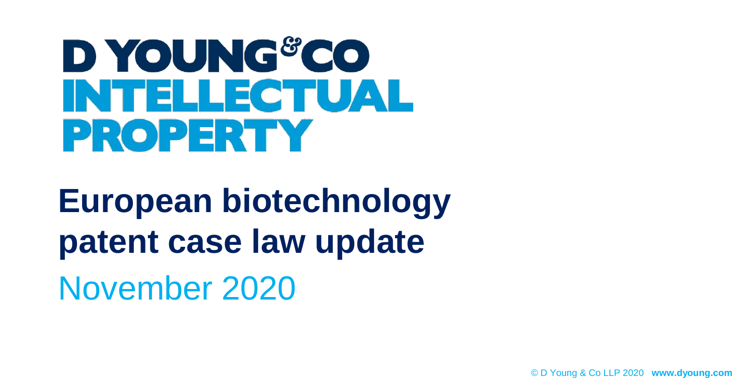# D YOUNG&CO INTELLECTUAL PROPERTY

# European biotechnology patent case law update

## November 2020

© D Young & Co LLP 2020 **www.dyoung.com**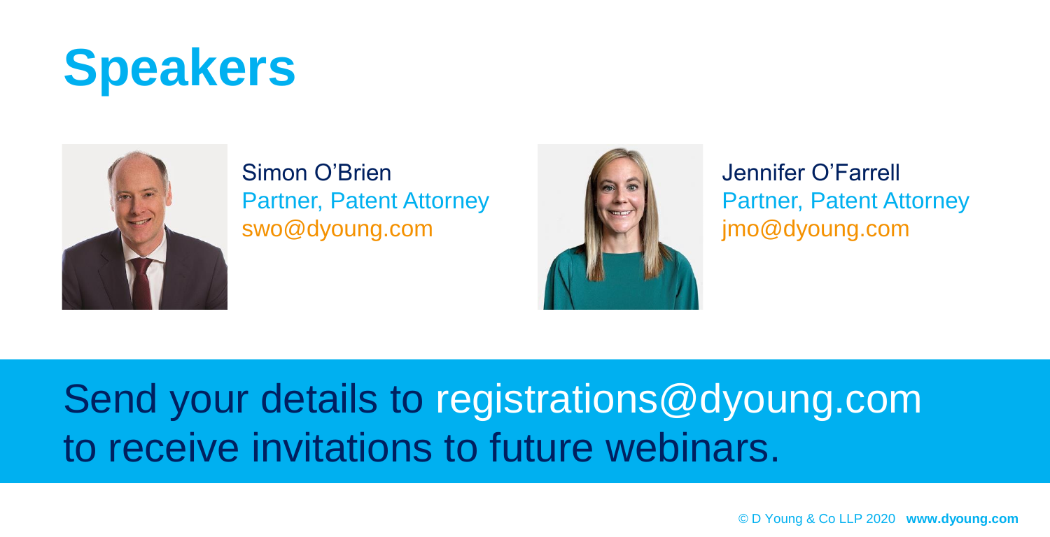# Speakers

Simon O'Brien
Partner, Patent Attorney
swo@dyoung.com

Jennifer O'Farrell
Partner, Patent Attorney
jmo@dyoung.com

Send your details to registrations@dyoung.com to receive invitations to future webinars.

© D Young & Co LLP 2020 **www.dyoung.com**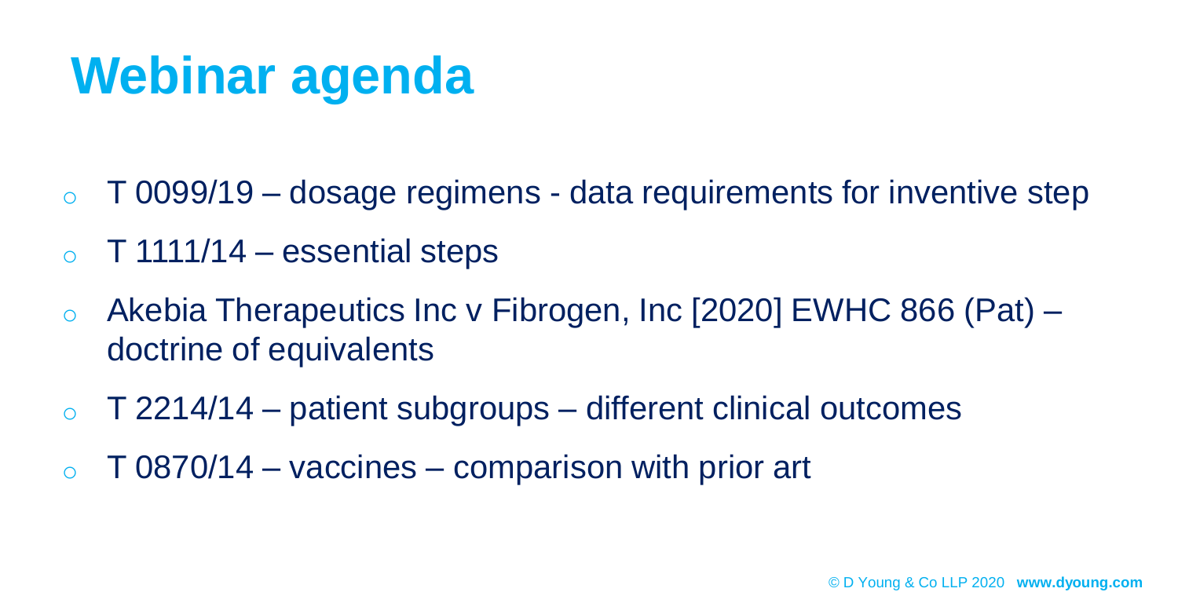# Webinar agenda

- T 0099/19 – dosage regimens - data requirements for inventive step
- T 1111/14 – essential steps
- Akebia Therapeutics Inc v Fibrogen, Inc [2020] EWHC 866 (Pat) – doctrine of equivalents
- T 2214/14 – patient subgroups – different clinical outcomes
- T 0870/14 – vaccines – comparison with prior art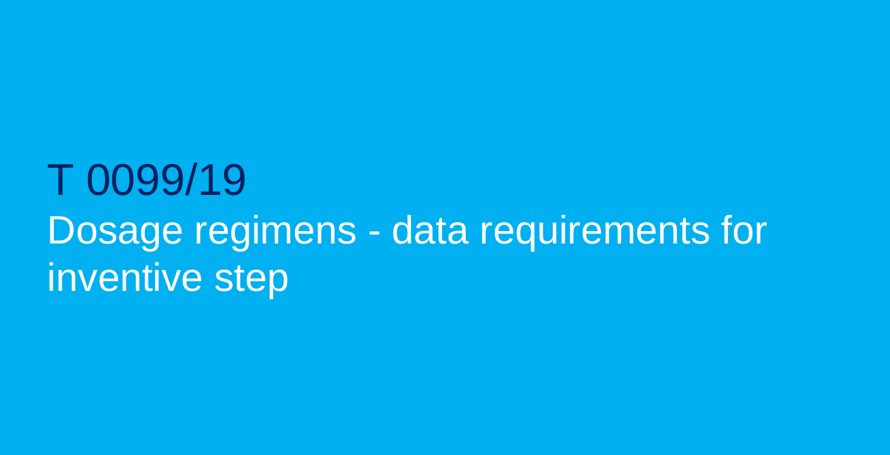# T 0099/19

Dosage regimens - data requirements for inventive step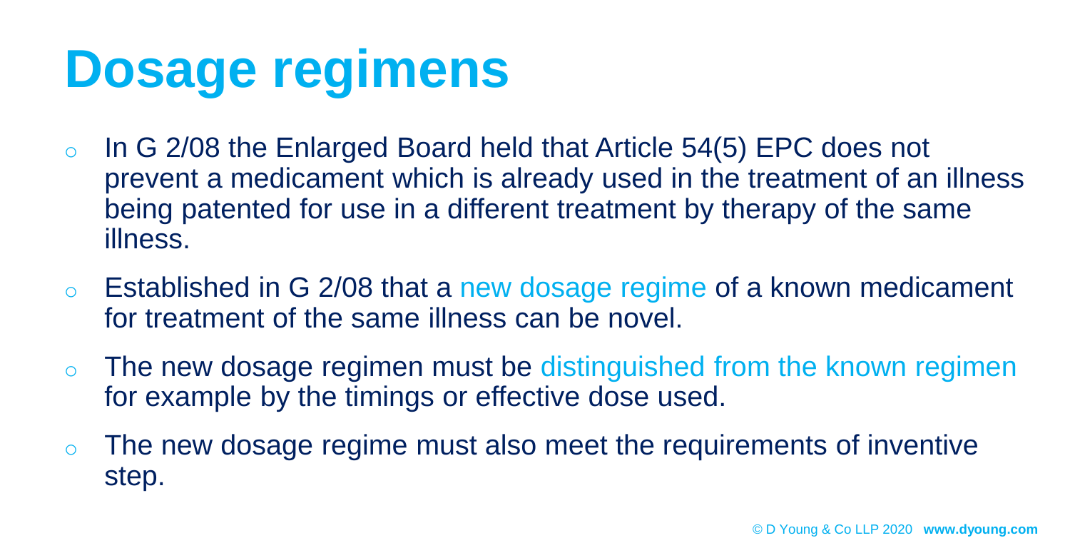# Dosage regimens

- In G 2/08 the Enlarged Board held that Article 54(5) EPC does not prevent a medicament which is already used in the treatment of an illness being patented for use in a different treatment by therapy of the same illness.
- Established in G 2/08 that a new dosage regime of a known medicament for treatment of the same illness can be novel.
- The new dosage regimen must be distinguished from the known regimen for example by the timings or effective dose used.
- The new dosage regime must also meet the requirements of inventive step.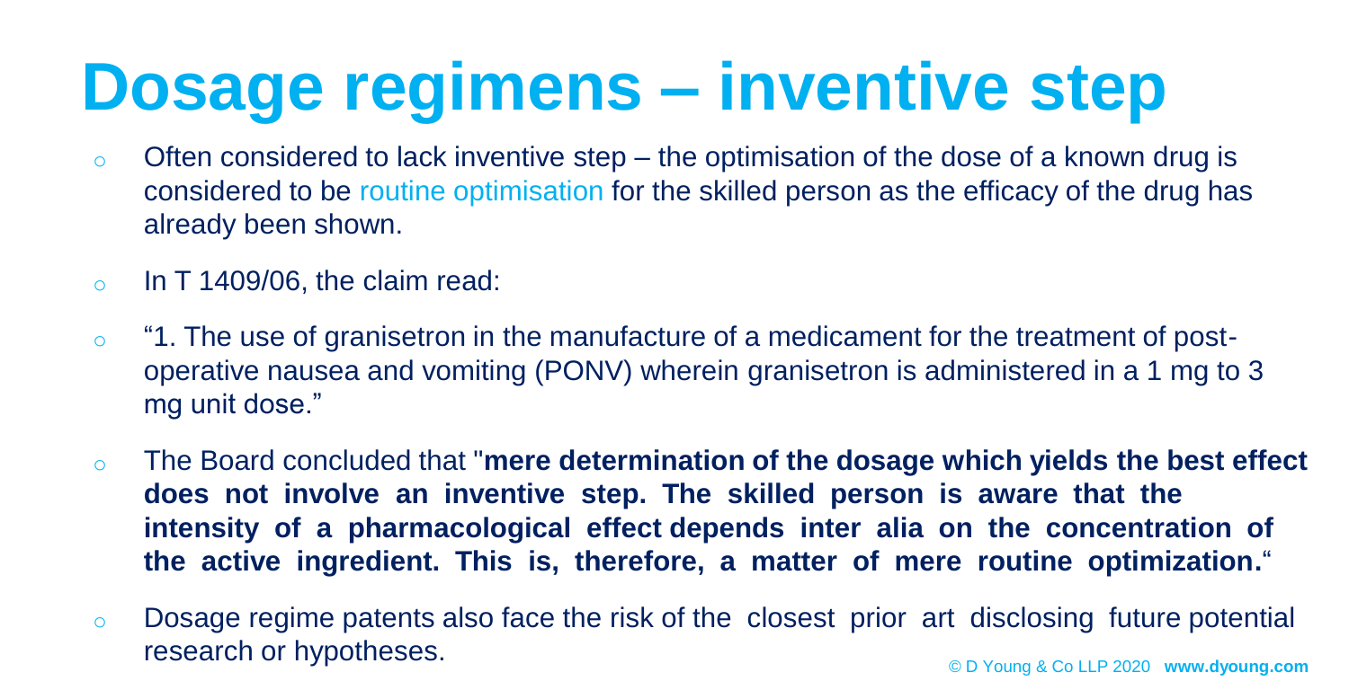# Dosage regimens – inventive step

- Often considered to lack inventive step – the optimisation of the dose of a known drug is considered to be routine optimisation for the skilled person as the efficacy of the drug has already been shown.
- In T 1409/06, the claim read:
- "1. The use of granisetron in the manufacture of a medicament for the treatment of post-operative nausea and vomiting (PONV) wherein granisetron is administered in a 1 mg to 3 mg unit dose."
- The Board concluded that "**mere determination of the dosage which yields the best effect does not involve an inventive step. The skilled person is aware that the intensity of a pharmacological effect depends inter alia on the concentration of the active ingredient. This is, therefore, a matter of mere routine optimization.**"
- Dosage regime patents also face the risk of the closest prior art disclosing future potential research or hypotheses.

© D Young & Co LLP 2020 **www.dyoung.com**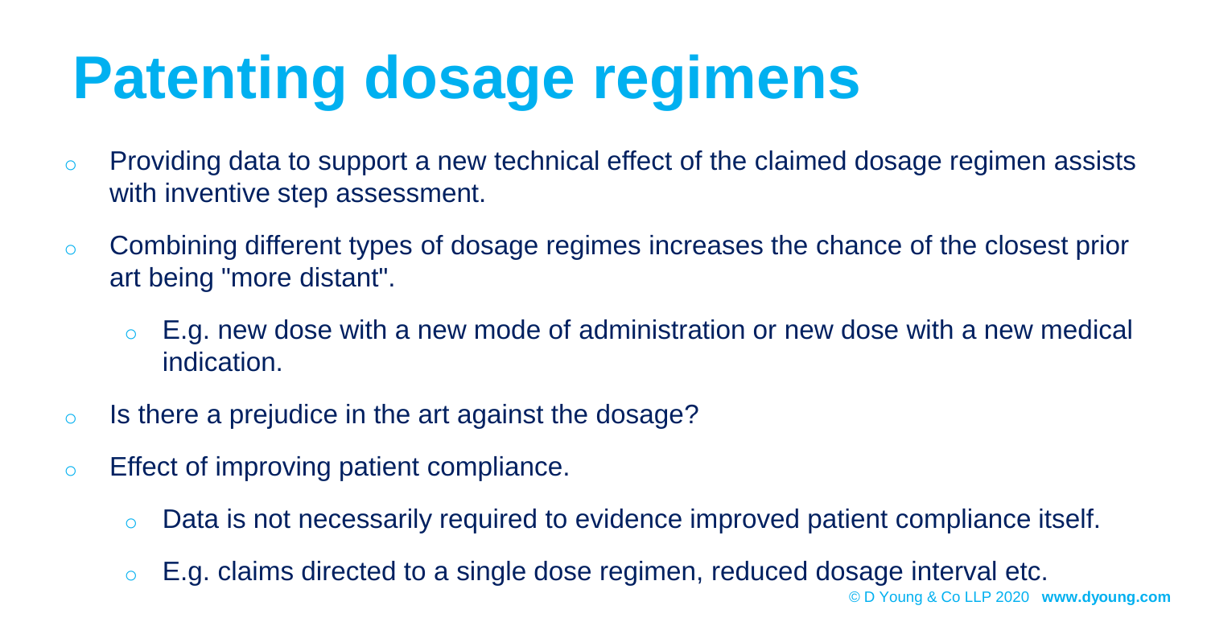# Patenting dosage regimens

- Providing data to support a new technical effect of the claimed dosage regimen assists with inventive step assessment.
- Combining different types of dosage regimes increases the chance of the closest prior art being "more distant".
  - E.g. new dose with a new mode of administration or new dose with a new medical indication.
- Is there a prejudice in the art against the dosage?
- Effect of improving patient compliance.
  - Data is not necessarily required to evidence improved patient compliance itself.
  - E.g. claims directed to a single dose regimen, reduced dosage interval etc.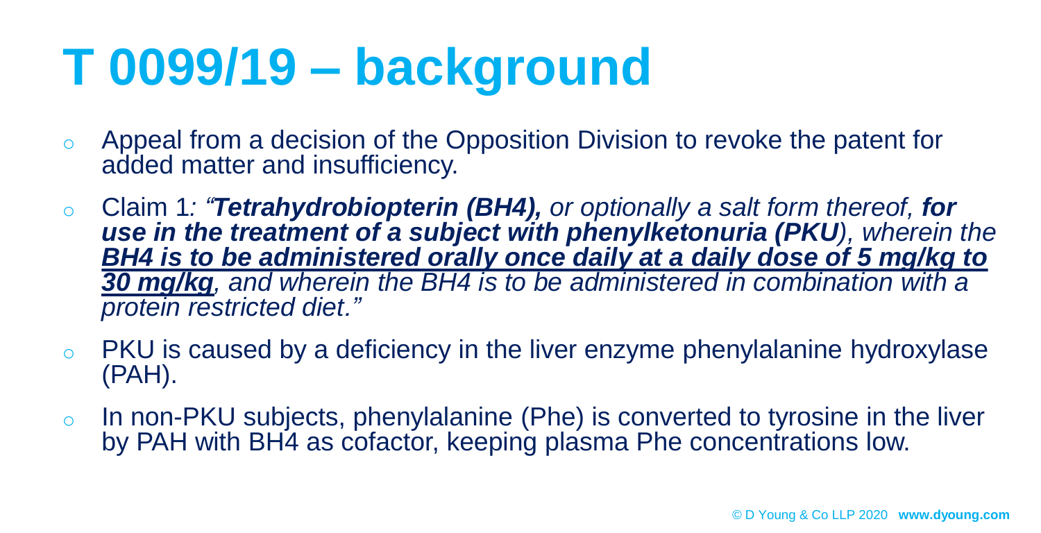# T 0099/19 – background

- Appeal from a decision of the Opposition Division to revoke the patent for added matter and insufficiency.
- Claim 1*: "**Tetrahydrobiopterin (BH4),** or optionally a salt form thereof, **for use in the treatment of a subject with phenylketonuria (PKU)**, wherein the <u>**BH4 is to be administered orally once daily at a daily dose of 5 mg/kg to 30 mg/kg**</u>, and wherein the BH4 is to be administered in combination with a protein restricted diet."*
- PKU is caused by a deficiency in the liver enzyme phenylalanine hydroxylase (PAH).
- In non-PKU subjects, phenylalanine (Phe) is converted to tyrosine in the liver by PAH with BH4 as cofactor, keeping plasma Phe concentrations low.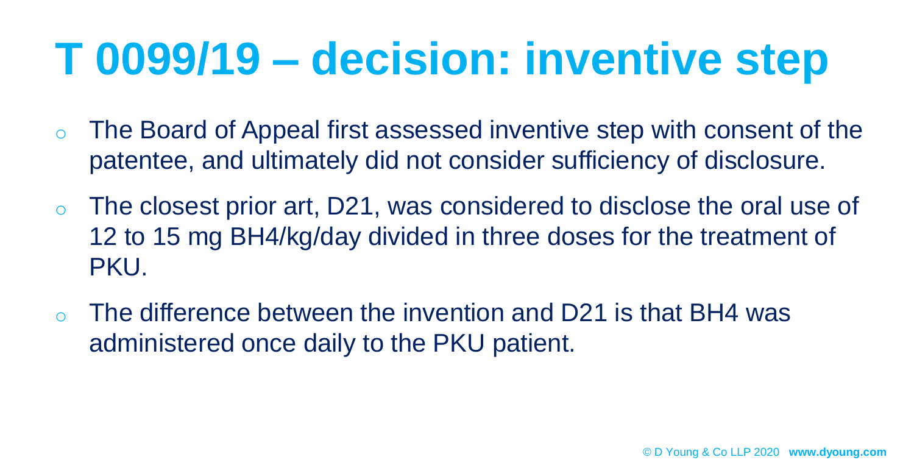# T 0099/19 – decision: inventive step

- The Board of Appeal first assessed inventive step with consent of the patentee, and ultimately did not consider sufficiency of disclosure.
- The closest prior art, D21, was considered to disclose the oral use of 12 to 15 mg BH4/kg/day divided in three doses for the treatment of PKU.
- The difference between the invention and D21 is that BH4 was administered once daily to the PKU patient.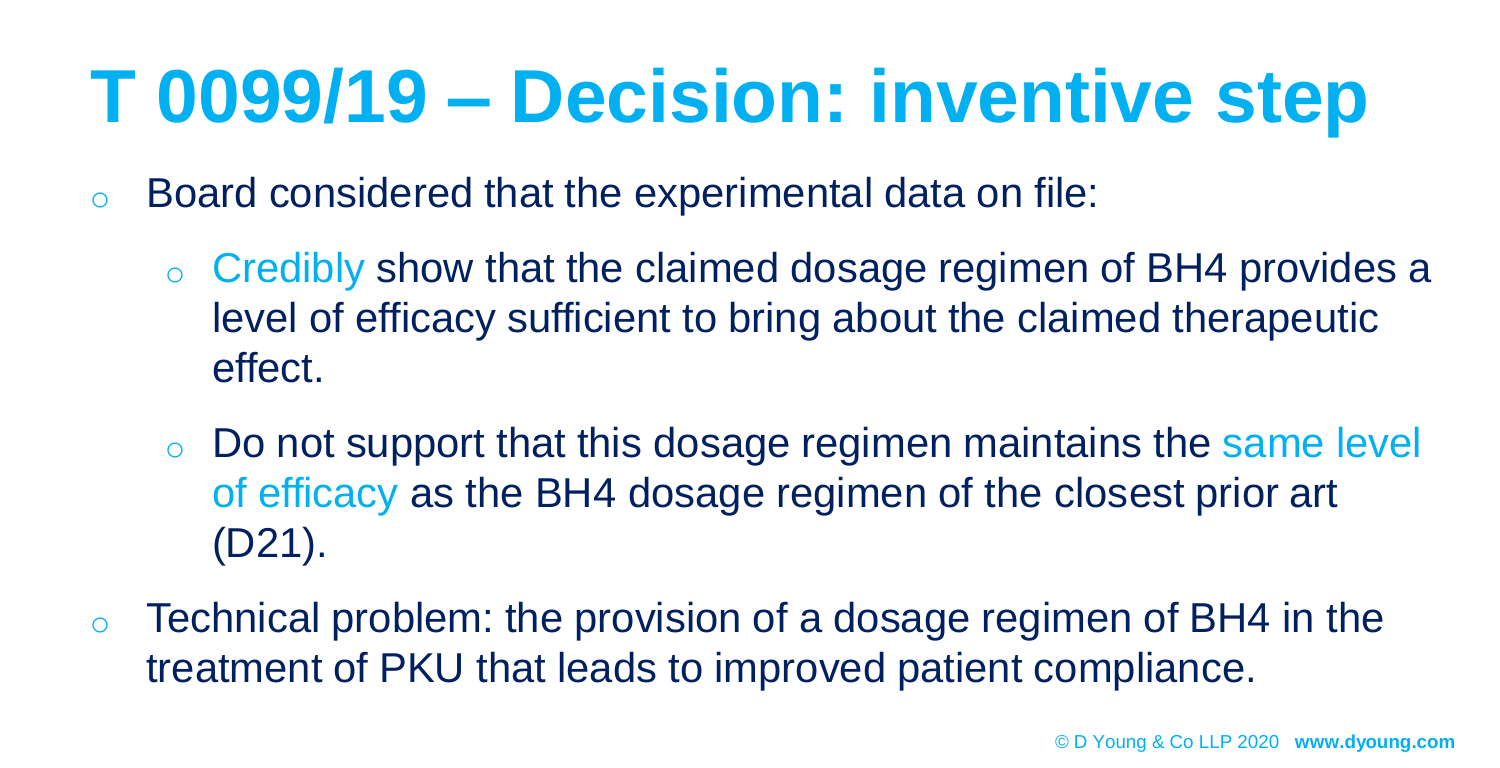# T 0099/19 – Decision: inventive step

- Board considered that the experimental data on file:
  - Credibly show that the claimed dosage regimen of BH4 provides a level of efficacy sufficient to bring about the claimed therapeutic effect.
  - Do not support that this dosage regimen maintains the same level of efficacy as the BH4 dosage regimen of the closest prior art (D21).
- Technical problem: the provision of a dosage regimen of BH4 in the treatment of PKU that leads to improved patient compliance.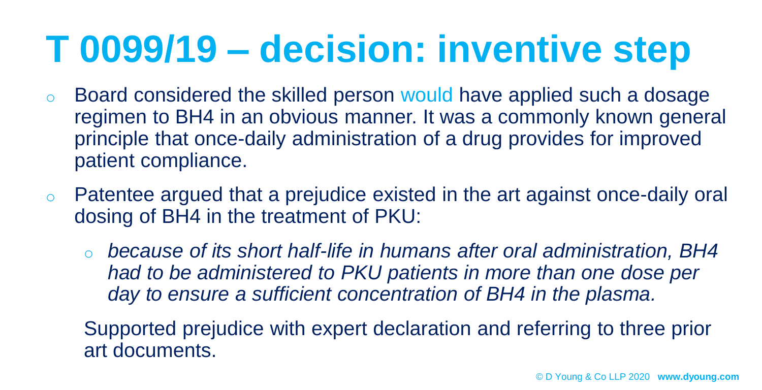# T 0099/19 – decision: inventive step

- Board considered the skilled person would have applied such a dosage regimen to BH4 in an obvious manner. It was a commonly known general principle that once-daily administration of a drug provides for improved patient compliance.
- Patentee argued that a prejudice existed in the art against once-daily oral dosing of BH4 in the treatment of PKU:
  - *because of its short half-life in humans after oral administration, BH4 had to be administered to PKU patients in more than one dose per day to ensure a sufficient concentration of BH4 in the plasma.*

  Supported prejudice with expert declaration and referring to three prior art documents.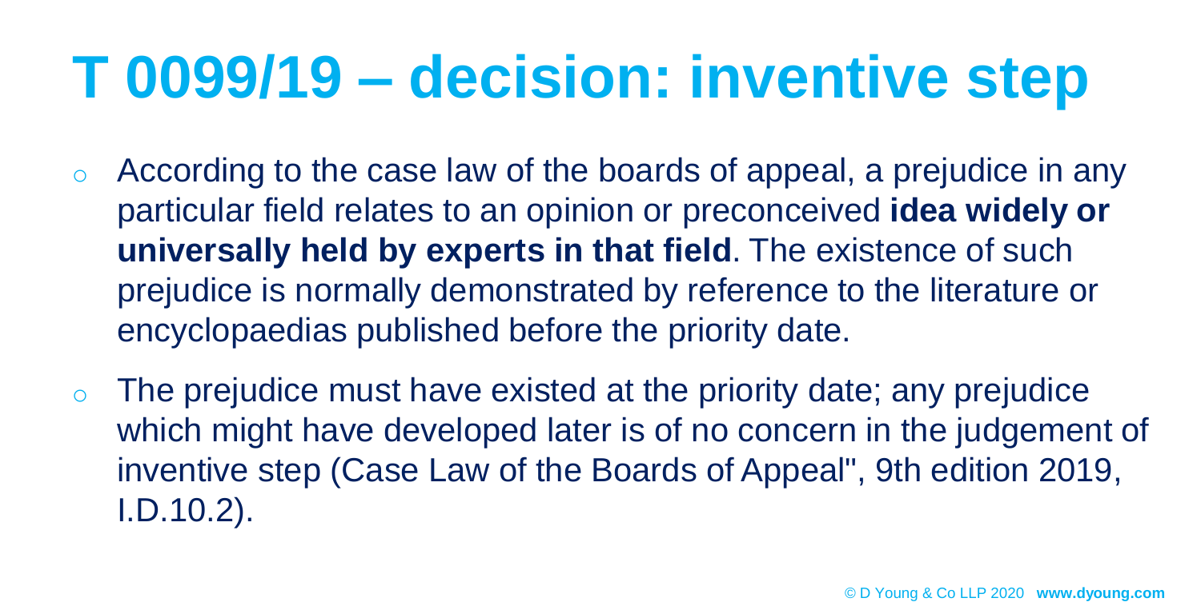# T 0099/19 – decision: inventive step

- According to the case law of the boards of appeal, a prejudice in any particular field relates to an opinion or preconceived **idea widely or universally held by experts in that field**. The existence of such prejudice is normally demonstrated by reference to the literature or encyclopaedias published before the priority date.
- The prejudice must have existed at the priority date; any prejudice which might have developed later is of no concern in the judgement of inventive step (Case Law of the Boards of Appeal", 9th edition 2019, I.D.10.2).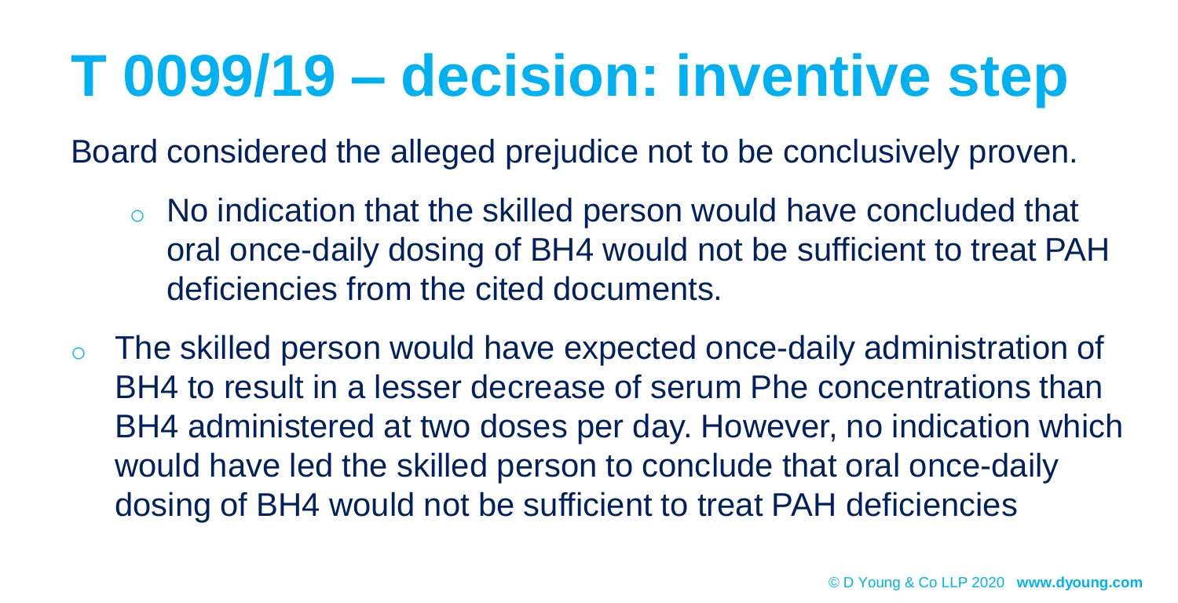# T 0099/19 – decision: inventive step

Board considered the alleged prejudice not to be conclusively proven.

- No indication that the skilled person would have concluded that oral once-daily dosing of BH4 would not be sufficient to treat PAH deficiencies from the cited documents.

- The skilled person would have expected once-daily administration of BH4 to result in a lesser decrease of serum Phe concentrations than BH4 administered at two doses per day. However, no indication which would have led the skilled person to conclude that oral once-daily dosing of BH4 would not be sufficient to treat PAH deficiencies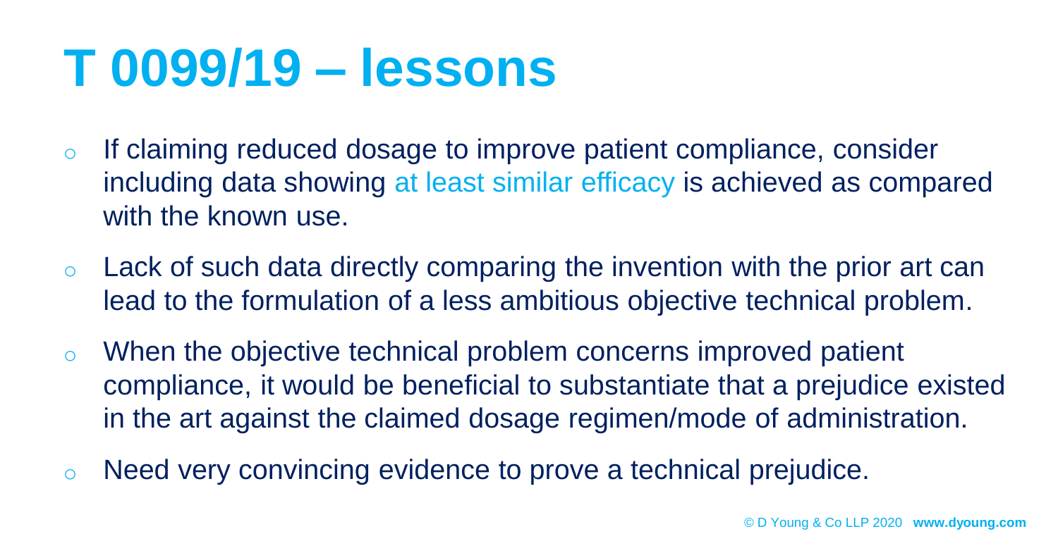# T 0099/19 – lessons

- If claiming reduced dosage to improve patient compliance, consider including data showing at least similar efficacy is achieved as compared with the known use.
- Lack of such data directly comparing the invention with the prior art can lead to the formulation of a less ambitious objective technical problem.
- When the objective technical problem concerns improved patient compliance, it would be beneficial to substantiate that a prejudice existed in the art against the claimed dosage regimen/mode of administration.
- Need very convincing evidence to prove a technical prejudice.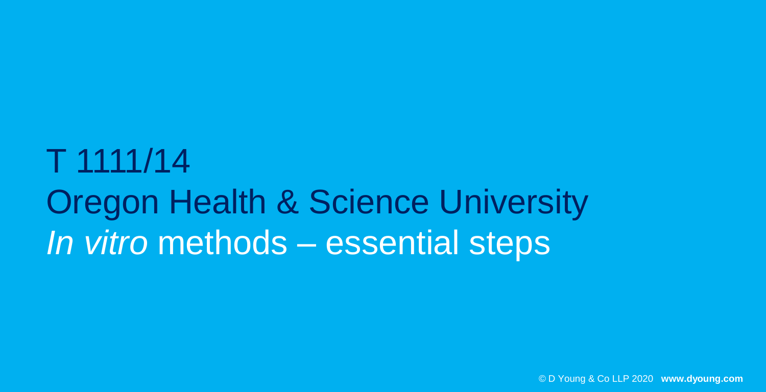# T 1111/14
# Oregon Health & Science University
# *In vitro* methods – essential steps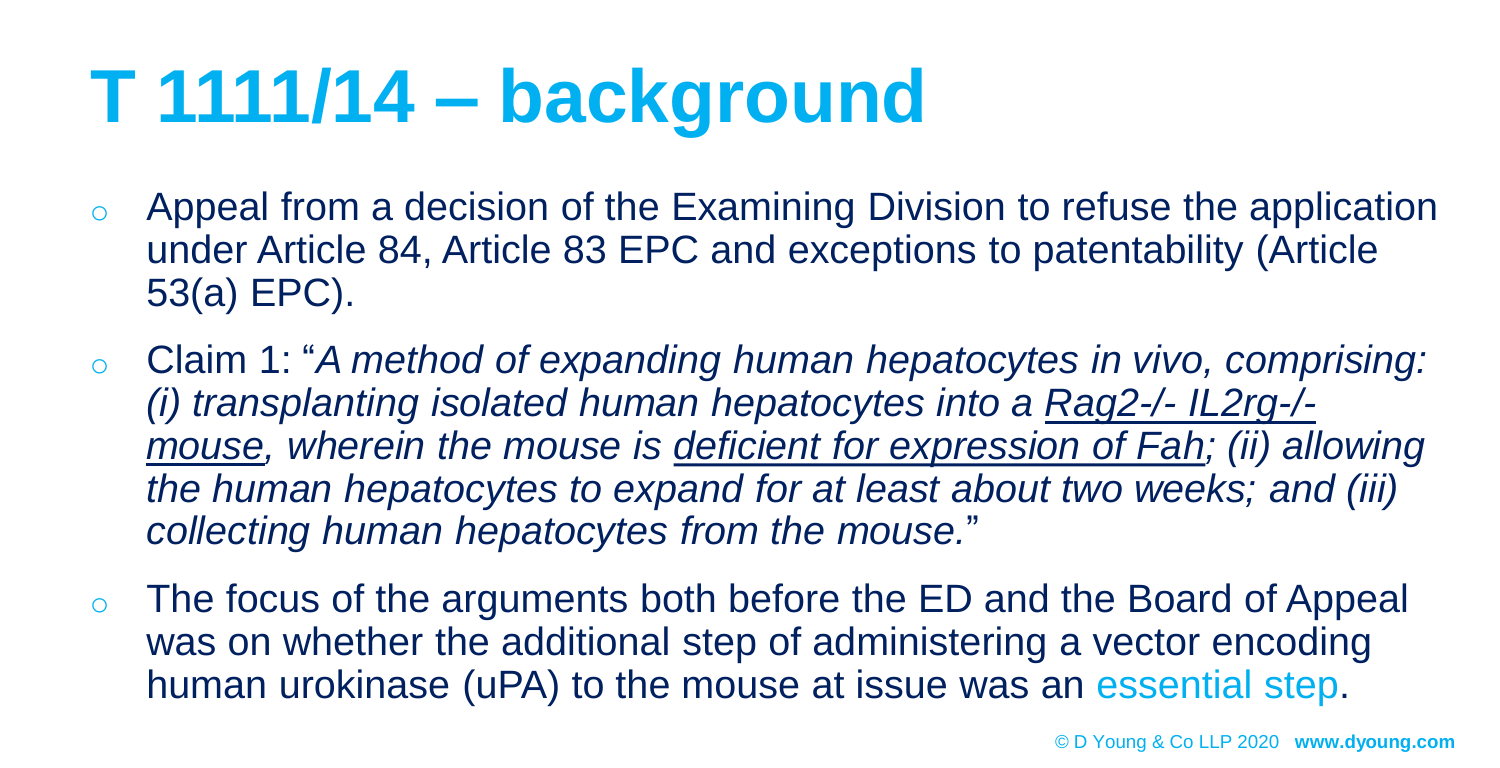# T 1111/14 – background

- Appeal from a decision of the Examining Division to refuse the application under Article 84, Article 83 EPC and exceptions to patentability (Article 53(a) EPC).
- Claim 1: "*A method of expanding human hepatocytes in vivo, comprising: (i) transplanting isolated human hepatocytes into a <u>Rag2-/- IL2rg-/- mouse</u>, wherein the mouse is <u>deficient for expression of Fah</u>; (ii) allowing the human hepatocytes to expand for at least about two weeks; and (iii) collecting human hepatocytes from the mouse.*"
- The focus of the arguments both before the ED and the Board of Appeal was on whether the additional step of administering a vector encoding human urokinase (uPA) to the mouse at issue was an essential step.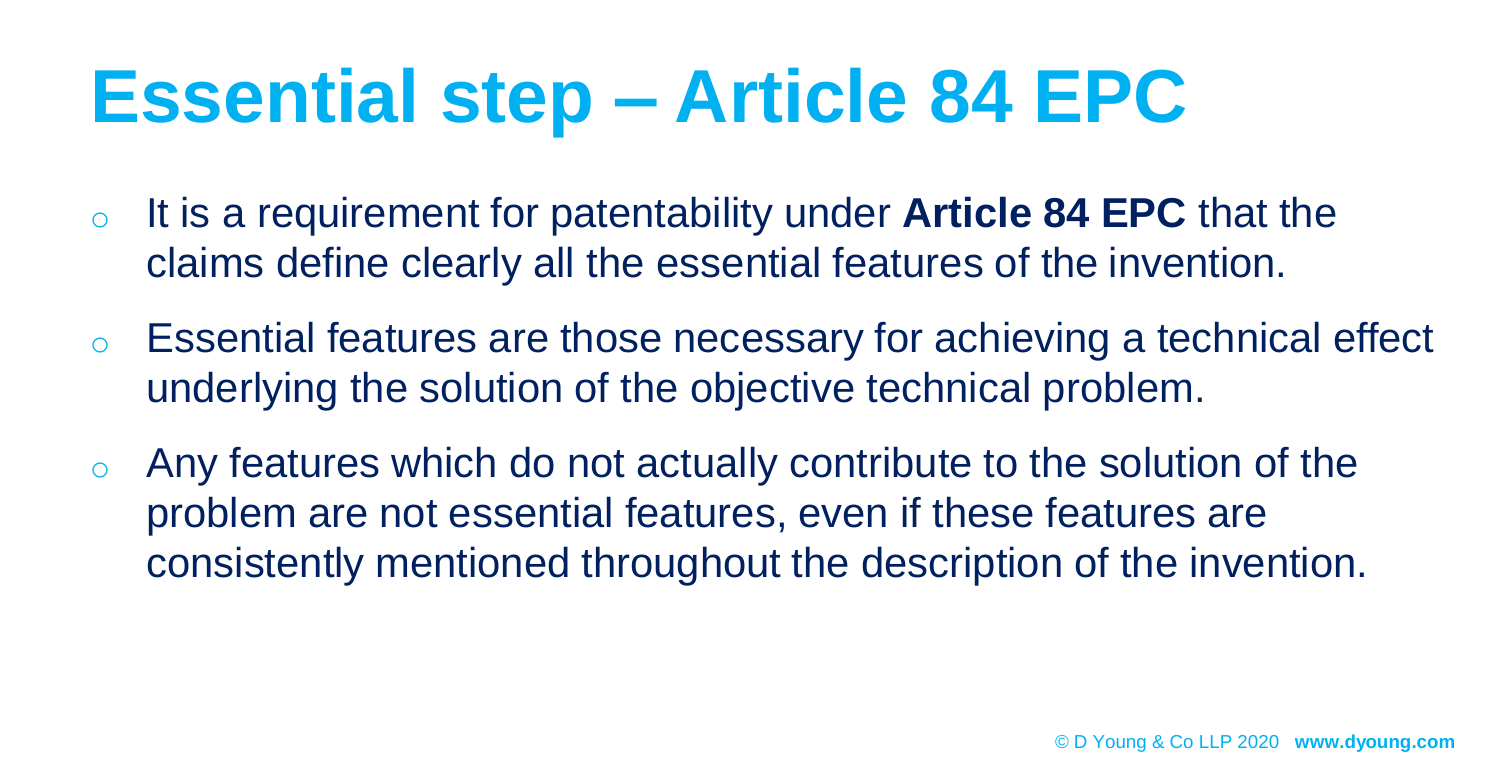# Essential step – Article 84 EPC

- It is a requirement for patentability under **Article 84 EPC** that the claims define clearly all the essential features of the invention.
- Essential features are those necessary for achieving a technical effect underlying the solution of the objective technical problem.
- Any features which do not actually contribute to the solution of the problem are not essential features, even if these features are consistently mentioned throughout the description of the invention.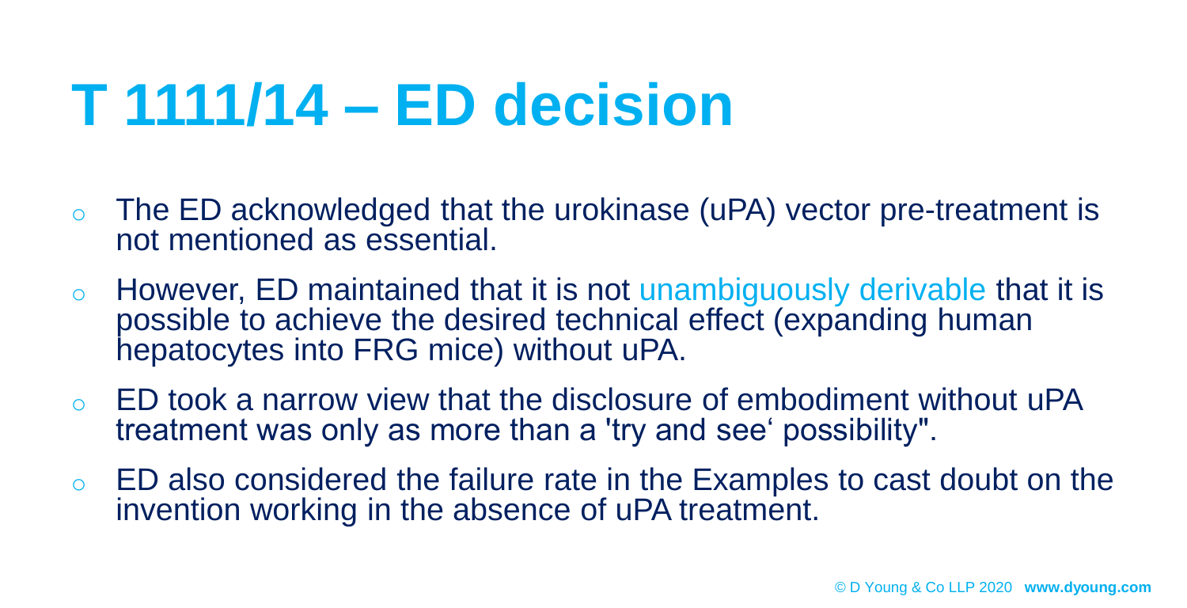# T 1111/14 – ED decision

- The ED acknowledged that the urokinase (uPA) vector pre-treatment is not mentioned as essential.
- However, ED maintained that it is not unambiguously derivable that it is possible to achieve the desired technical effect (expanding human hepatocytes into FRG mice) without uPA.
- ED took a narrow view that the disclosure of embodiment without uPA treatment was only as more than a 'try and see‘ possibility".
- ED also considered the failure rate in the Examples to cast doubt on the invention working in the absence of uPA treatment.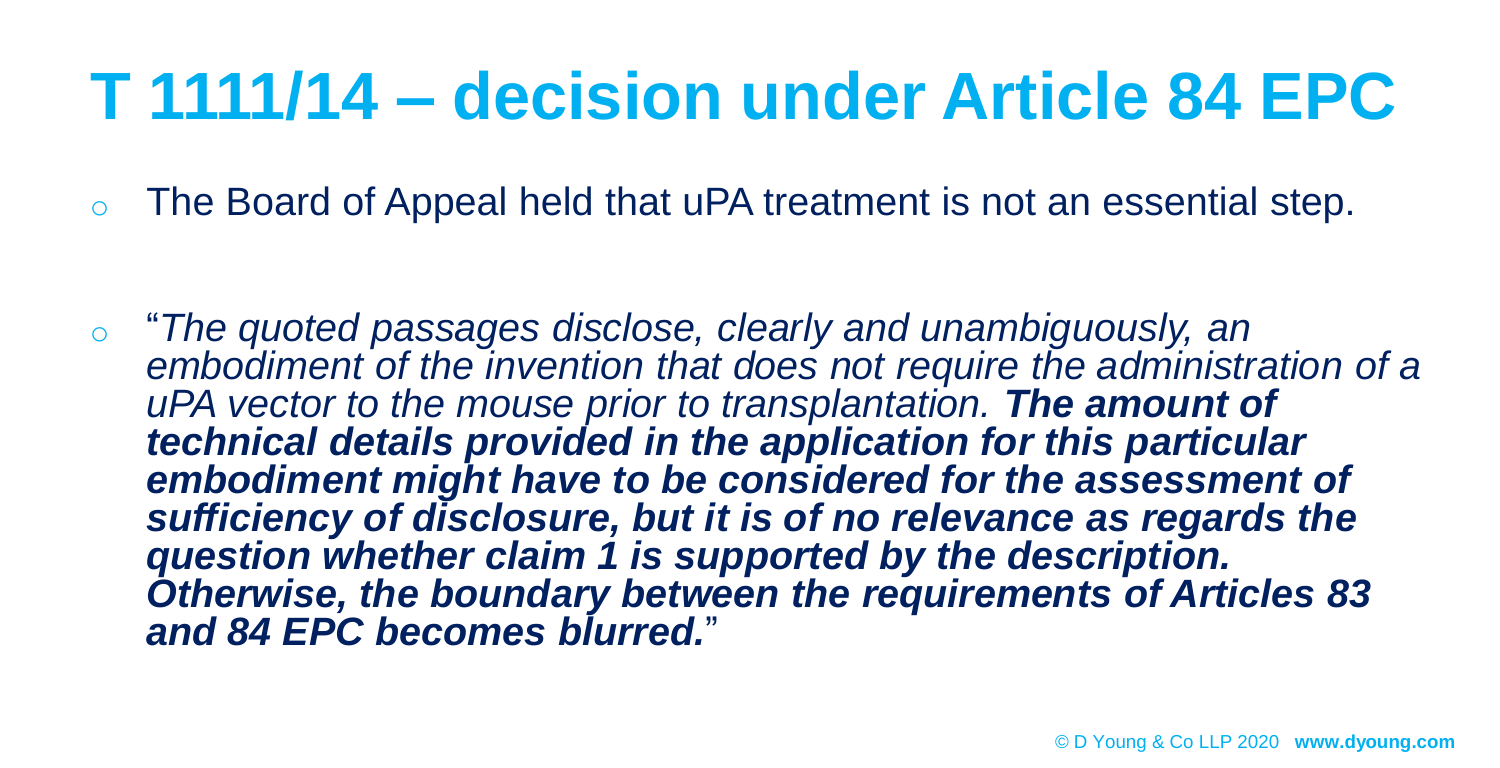# T 1111/14 – decision under Article 84 EPC

- The Board of Appeal held that uPA treatment is not an essential step.

- "*The quoted passages disclose, clearly and unambiguously, an embodiment of the invention that does not require the administration of a uPA vector to the mouse prior to transplantation.* ***The amount of technical details provided in the application for this particular embodiment might have to be considered for the assessment of sufficiency of disclosure, but it is of no relevance as regards the question whether claim 1 is supported by the description. Otherwise, the boundary between the requirements of Articles 83 and 84 EPC becomes blurred.***"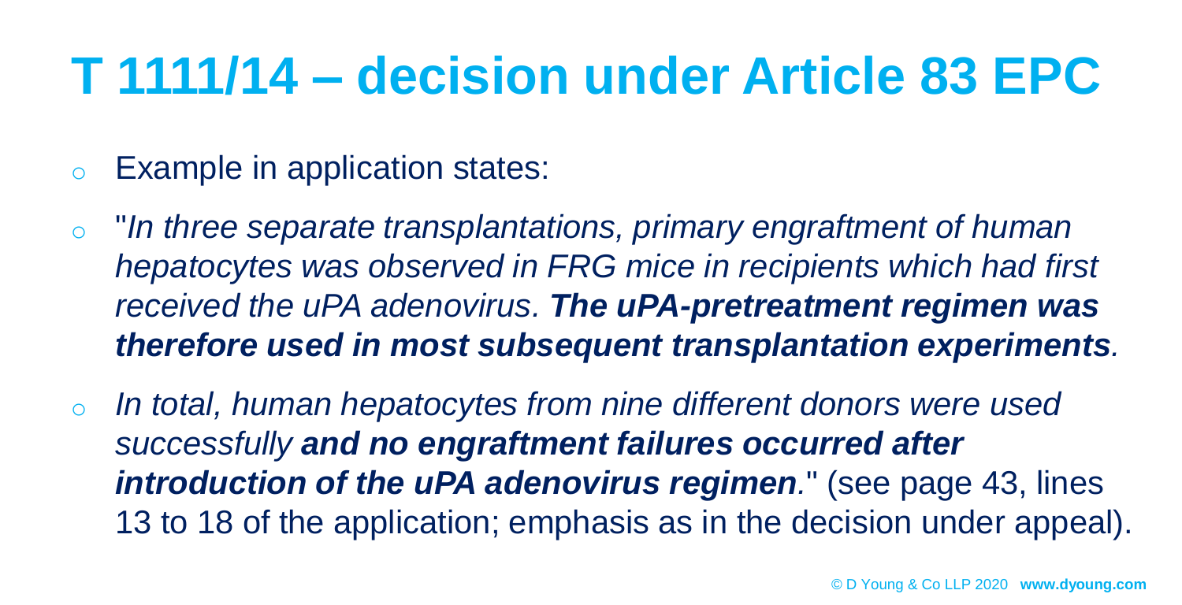# T 1111/14 – decision under Article 83 EPC

- Example in application states:
- "*In three separate transplantations, primary engraftment of human hepatocytes was observed in FRG mice in recipients which had first received the uPA adenovirus.* ***The uPA-pretreatment regimen was therefore used in most subsequent transplantation experiments****.*
- *In total, human hepatocytes from nine different donors were used successfully* ***and no engraftment failures occurred after introduction of the uPA adenovirus regimen****.*" (see page 43, lines 13 to 18 of the application; emphasis as in the decision under appeal).

© D Young & Co LLP 2020 **www.dyoung.com**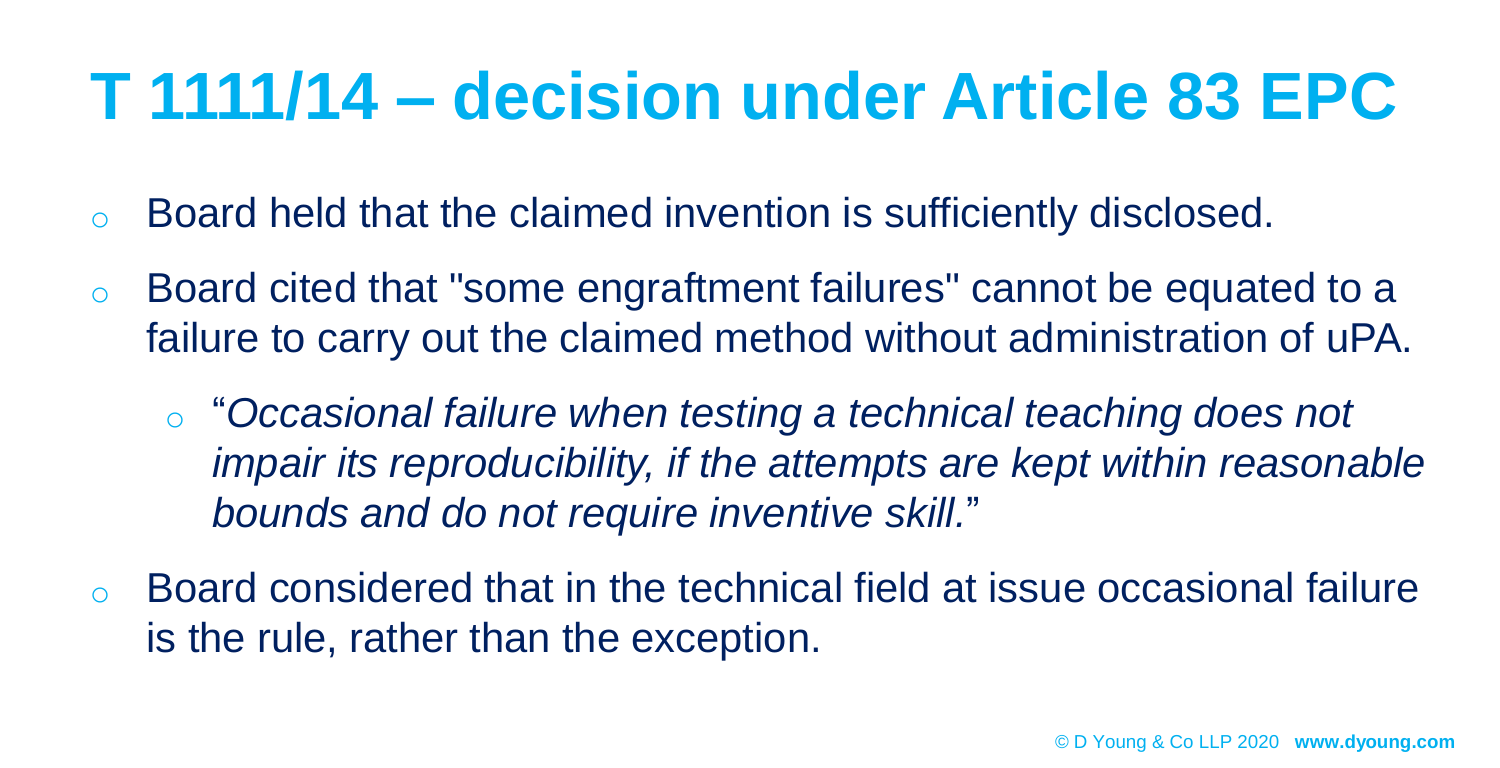# T 1111/14 – decision under Article 83 EPC

- Board held that the claimed invention is sufficiently disclosed.
- Board cited that "some engraftment failures" cannot be equated to a failure to carry out the claimed method without administration of uPA.
  - "*Occasional failure when testing a technical teaching does not impair its reproducibility, if the attempts are kept within reasonable bounds and do not require inventive skill.*"
- Board considered that in the technical field at issue occasional failure is the rule, rather than the exception.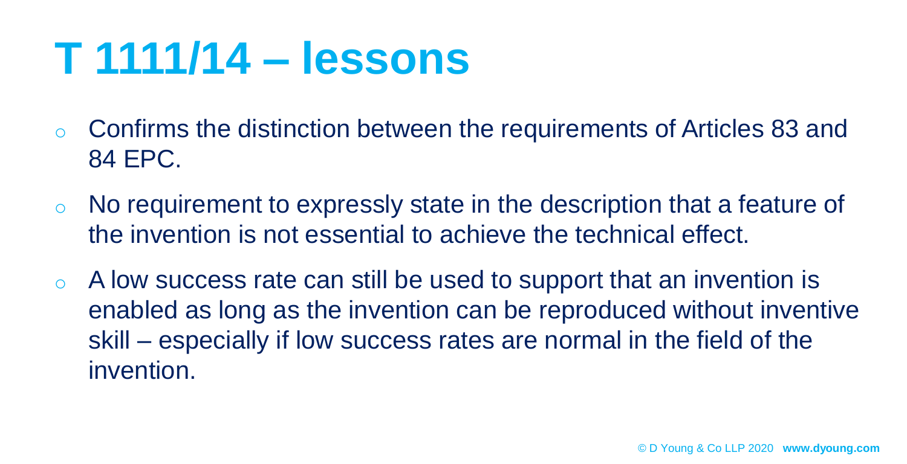# T 1111/14 – lessons

- Confirms the distinction between the requirements of Articles 83 and 84 EPC.
- No requirement to expressly state in the description that a feature of the invention is not essential to achieve the technical effect.
- A low success rate can still be used to support that an invention is enabled as long as the invention can be reproduced without inventive skill – especially if low success rates are normal in the field of the invention.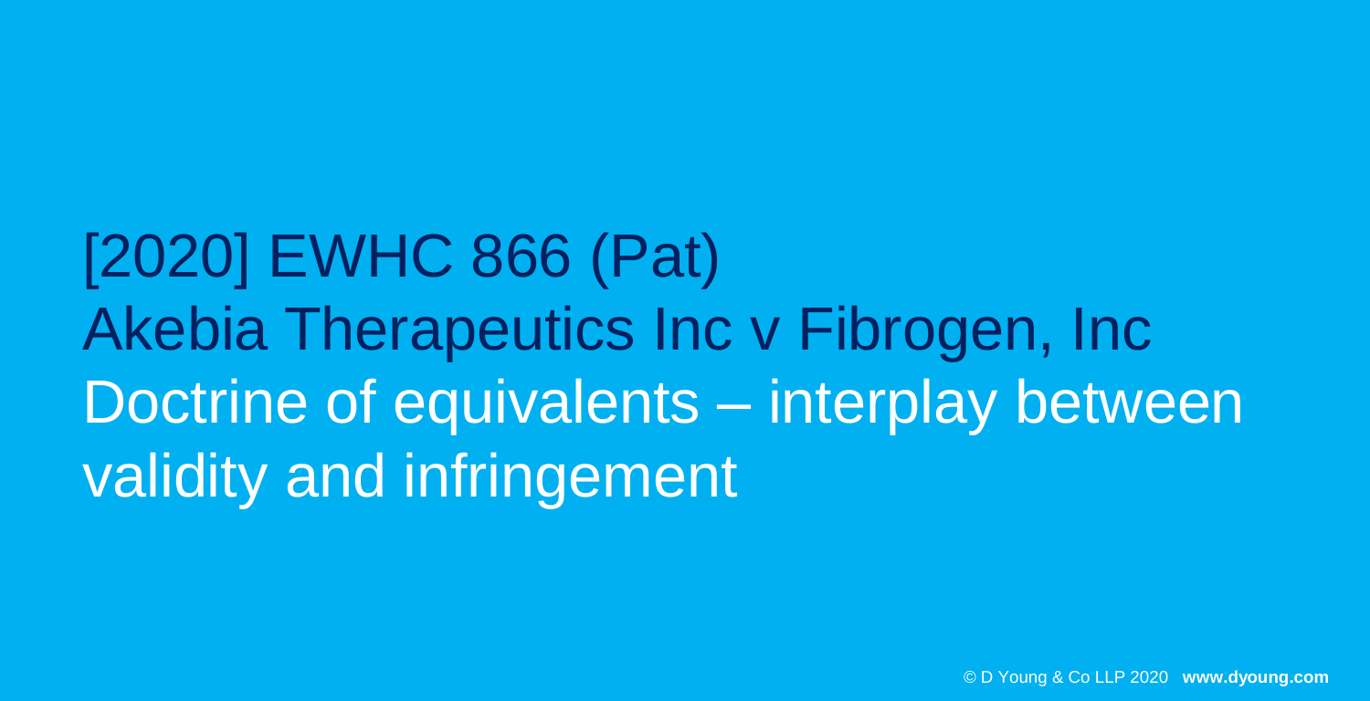# [2020] EWHC 866 (Pat)
# Akebia Therapeutics Inc v Fibrogen, Inc
# Doctrine of equivalents – interplay between validity and infringement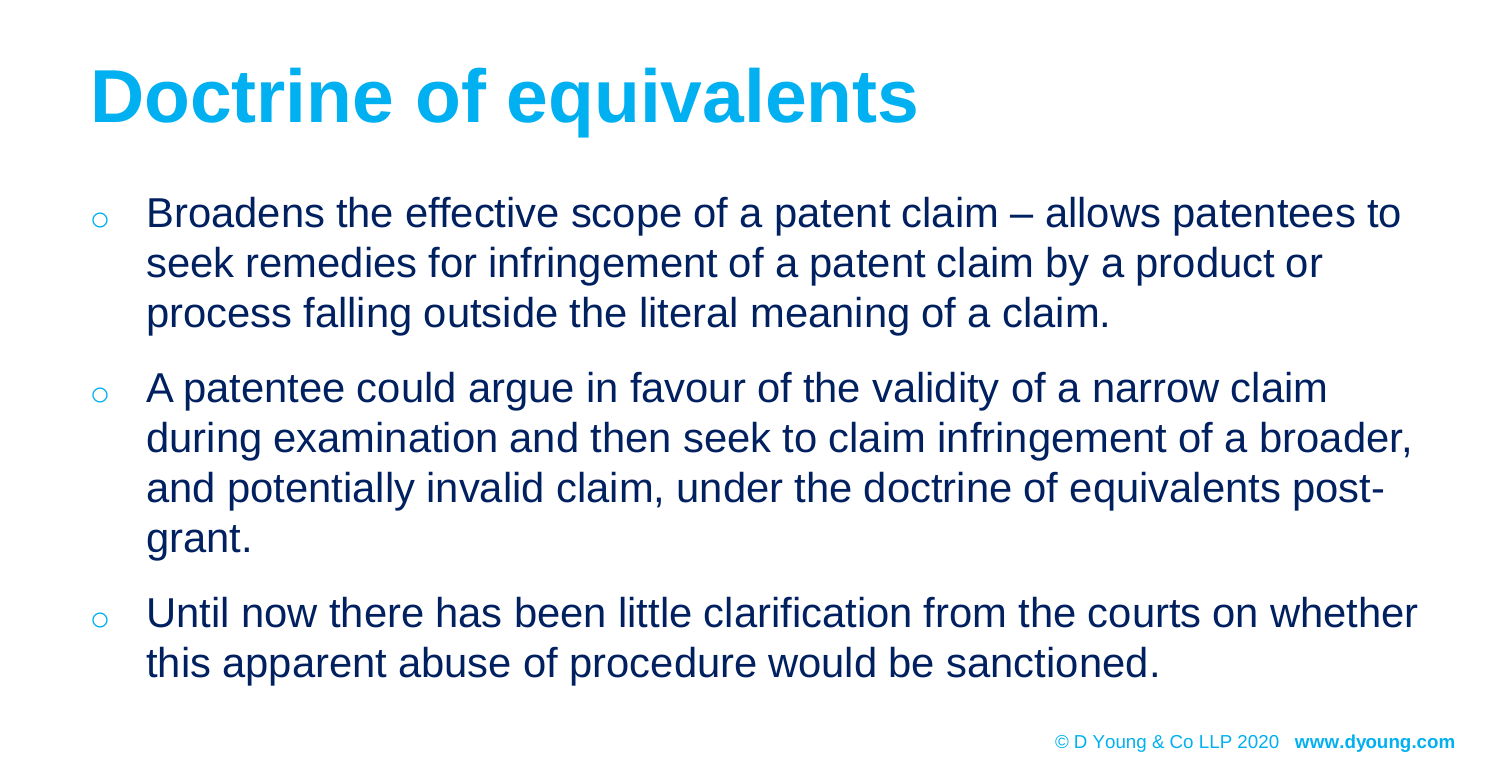# Doctrine of equivalents

- Broadens the effective scope of a patent claim – allows patentees to seek remedies for infringement of a patent claim by a product or process falling outside the literal meaning of a claim.
- A patentee could argue in favour of the validity of a narrow claim during examination and then seek to claim infringement of a broader, and potentially invalid claim, under the doctrine of equivalents post-grant.
- Until now there has been little clarification from the courts on whether this apparent abuse of procedure would be sanctioned.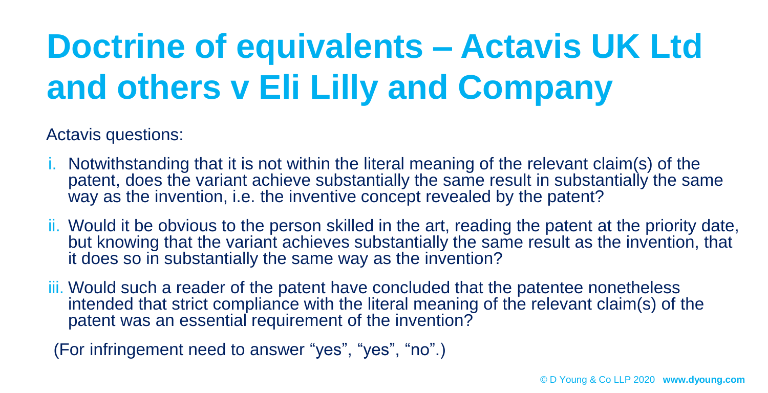# Doctrine of equivalents – Actavis UK Ltd and others v Eli Lilly and Company

Actavis questions:

i. Notwithstanding that it is not within the literal meaning of the relevant claim(s) of the patent, does the variant achieve substantially the same result in substantially the same way as the invention, i.e. the inventive concept revealed by the patent?

ii. Would it be obvious to the person skilled in the art, reading the patent at the priority date, but knowing that the variant achieves substantially the same result as the invention, that it does so in substantially the same way as the invention?

iii. Would such a reader of the patent have concluded that the patentee nonetheless intended that strict compliance with the literal meaning of the relevant claim(s) of the patent was an essential requirement of the invention?

(For infringement need to answer "yes", "yes", "no".)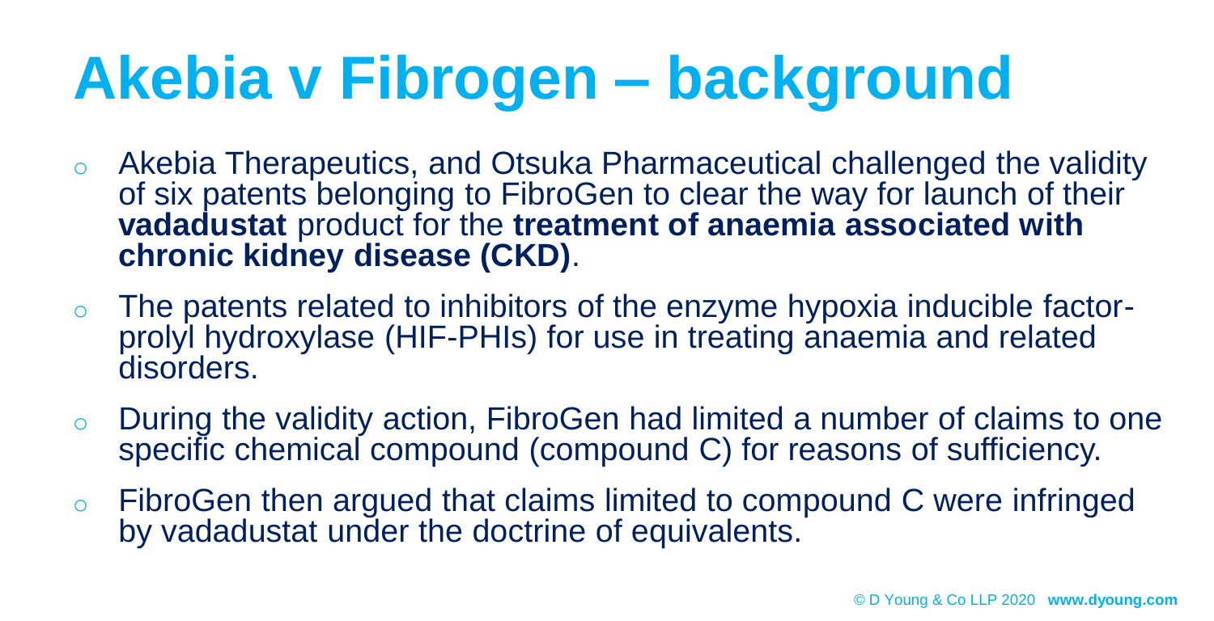# Akebia v Fibrogen – background

- Akebia Therapeutics, and Otsuka Pharmaceutical challenged the validity of six patents belonging to FibroGen to clear the way for launch of their **vadadustat** product for the **treatment of anaemia associated with chronic kidney disease (CKD)**.
- The patents related to inhibitors of the enzyme hypoxia inducible factor-prolyl hydroxylase (HIF-PHIs) for use in treating anaemia and related disorders.
- During the validity action, FibroGen had limited a number of claims to one specific chemical compound (compound C) for reasons of sufficiency.
- FibroGen then argued that claims limited to compound C were infringed by vadadustat under the doctrine of equivalents.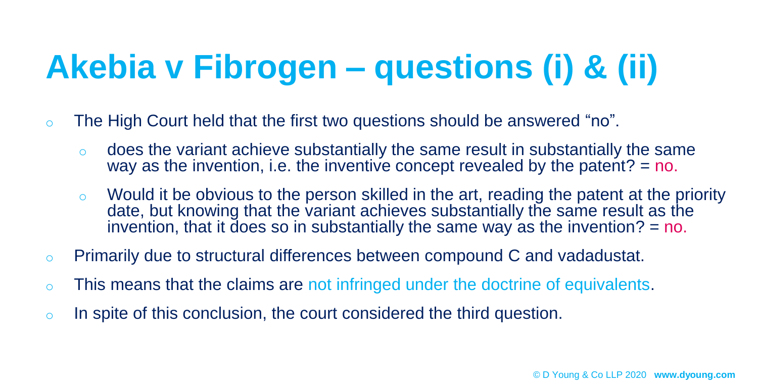# Akebia v Fibrogen – questions (i) & (ii)

- The High Court held that the first two questions should be answered "no".
  - does the variant achieve substantially the same result in substantially the same way as the invention, i.e. the inventive concept revealed by the patent? = no.
  - Would it be obvious to the person skilled in the art, reading the patent at the priority date, but knowing that the variant achieves substantially the same result as the invention, that it does so in substantially the same way as the invention? = no.
- Primarily due to structural differences between compound C and vadadustat.
- This means that the claims are not infringed under the doctrine of equivalents.
- In spite of this conclusion, the court considered the third question.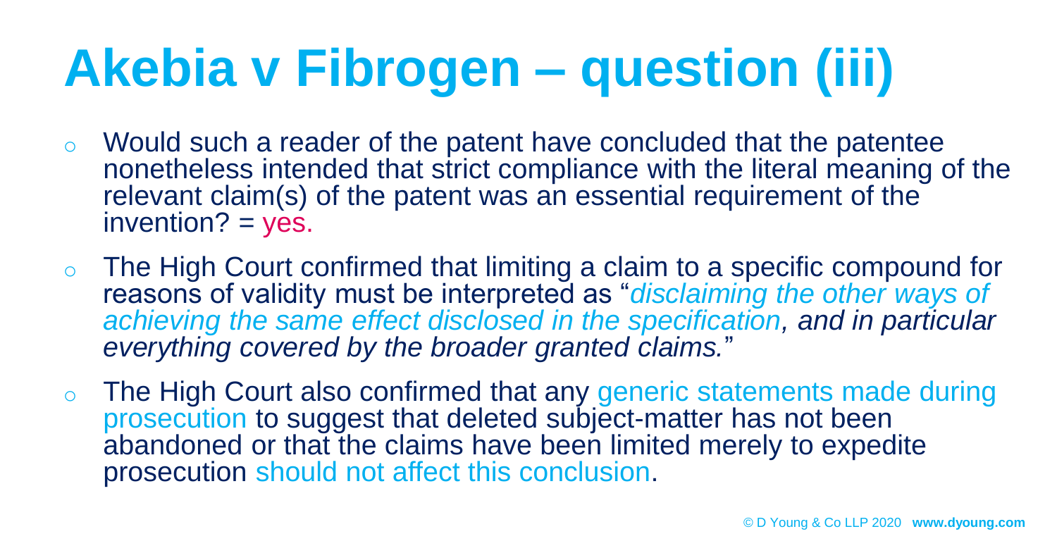# Akebia v Fibrogen – question (iii)

- Would such a reader of the patent have concluded that the patentee nonetheless intended that strict compliance with the literal meaning of the relevant claim(s) of the patent was an essential requirement of the invention? = yes.
- The High Court confirmed that limiting a claim to a specific compound for reasons of validity must be interpreted as "*disclaiming the other ways of achieving the same effect disclosed in the specification, and in particular everything covered by the broader granted claims.*"
- The High Court also confirmed that any generic statements made during prosecution to suggest that deleted subject-matter has not been abandoned or that the claims have been limited merely to expedite prosecution should not affect this conclusion.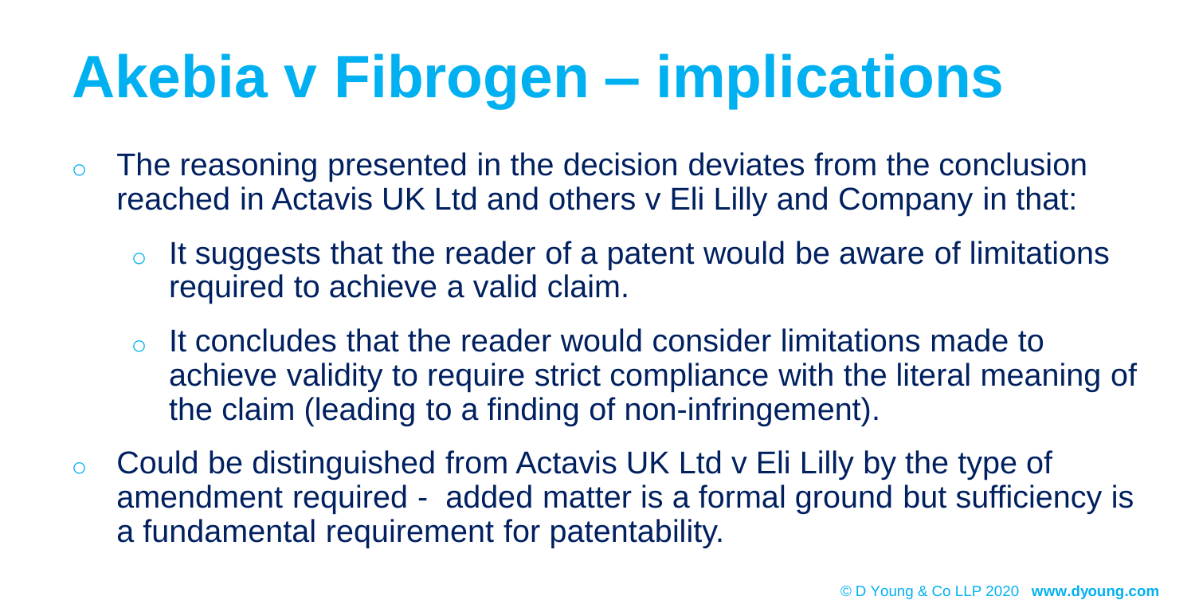# Akebia v Fibrogen – implications

- The reasoning presented in the decision deviates from the conclusion reached in Actavis UK Ltd and others v Eli Lilly and Company in that:
  - It suggests that the reader of a patent would be aware of limitations required to achieve a valid claim.
  - It concludes that the reader would consider limitations made to achieve validity to require strict compliance with the literal meaning of the claim (leading to a finding of non-infringement).
- Could be distinguished from Actavis UK Ltd v Eli Lilly by the type of amendment required - added matter is a formal ground but sufficiency is a fundamental requirement for patentability.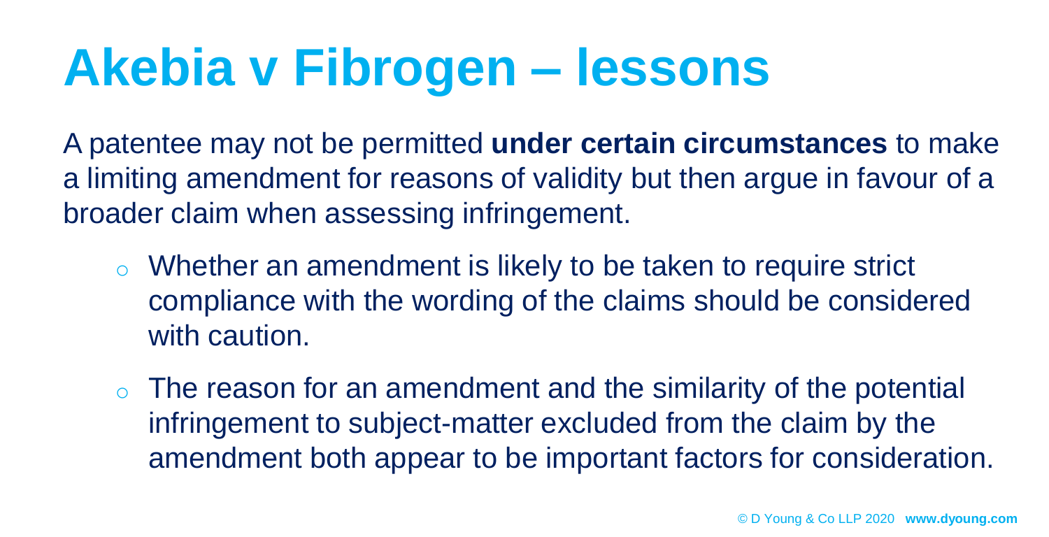# Akebia v Fibrogen – lessons

A patentee may not be permitted **under certain circumstances** to make a limiting amendment for reasons of validity but then argue in favour of a broader claim when assessing infringement.

- Whether an amendment is likely to be taken to require strict compliance with the wording of the claims should be considered with caution.
- The reason for an amendment and the similarity of the potential infringement to subject-matter excluded from the claim by the amendment both appear to be important factors for consideration.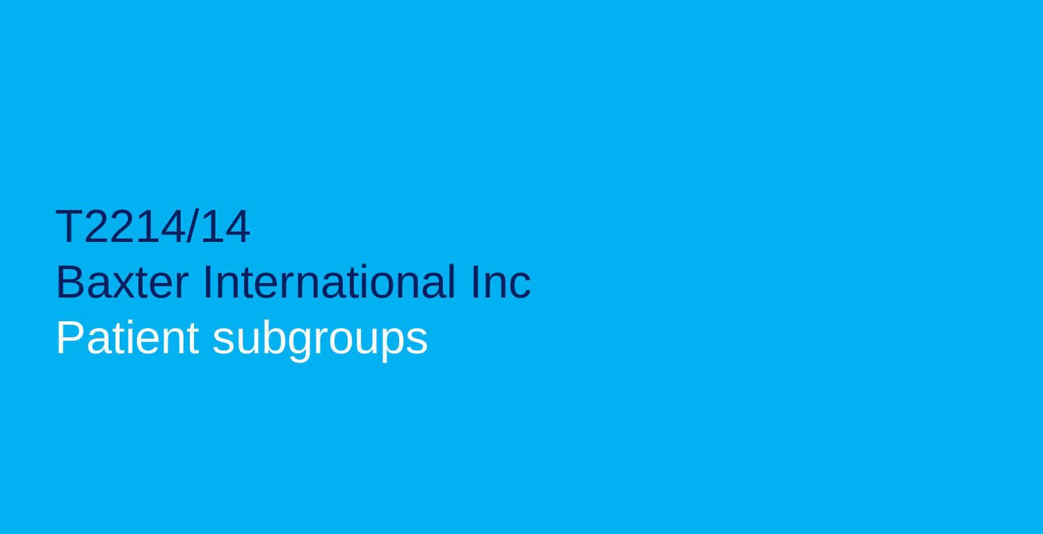# T2214/14
# Baxter International Inc
# Patient subgroups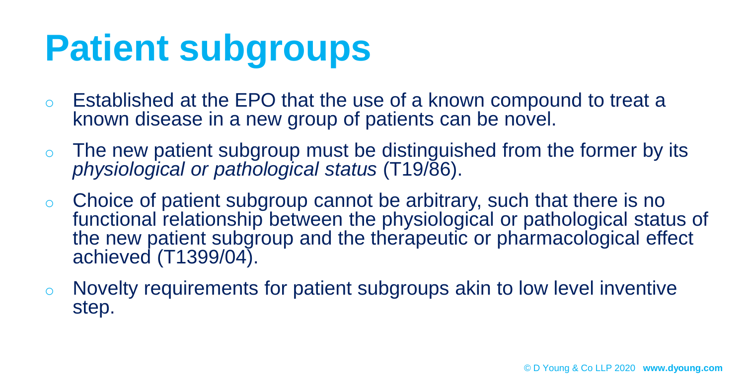# Patient subgroups

- Established at the EPO that the use of a known compound to treat a known disease in a new group of patients can be novel.
- The new patient subgroup must be distinguished from the former by its *physiological or pathological status* (T19/86).
- Choice of patient subgroup cannot be arbitrary, such that there is no functional relationship between the physiological or pathological status of the new patient subgroup and the therapeutic or pharmacological effect achieved (T1399/04).
- Novelty requirements for patient subgroups akin to low level inventive step.

© D Young & Co LLP 2020 **www.dyoung.com**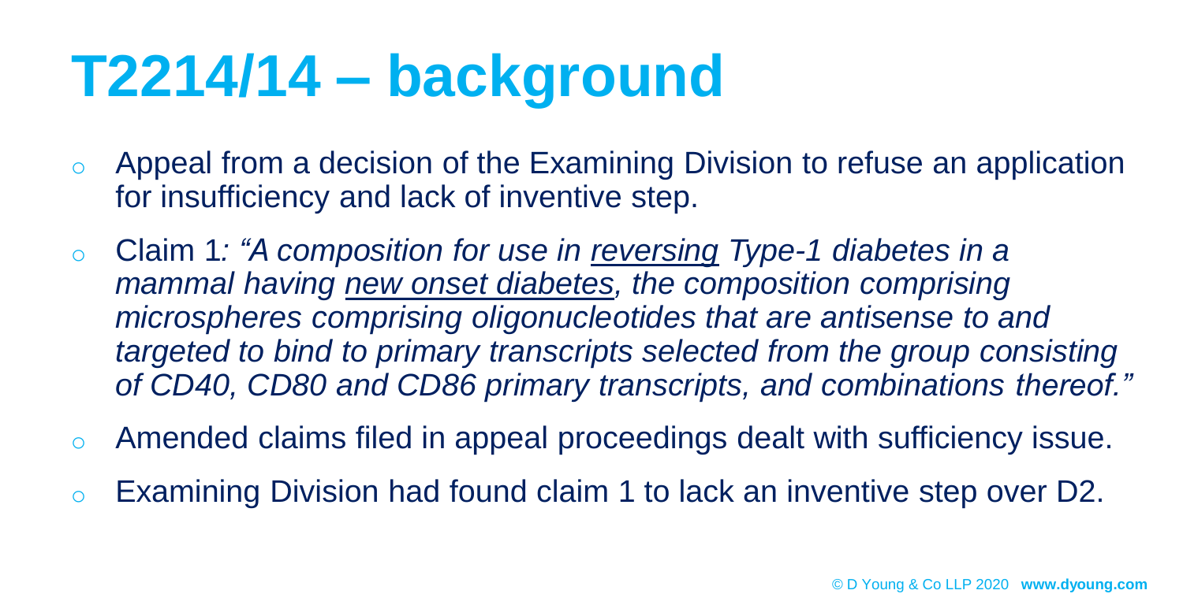# T2214/14 – background

- Appeal from a decision of the Examining Division to refuse an application for insufficiency and lack of inventive step.
- Claim 1*: "A composition for use in <u>reversing</u> Type-1 diabetes in a mammal having <u>new onset diabetes</u>, the composition comprising microspheres comprising oligonucleotides that are antisense to and targeted to bind to primary transcripts selected from the group consisting of CD40, CD80 and CD86 primary transcripts, and combinations thereof."*
- Amended claims filed in appeal proceedings dealt with sufficiency issue.
- Examining Division had found claim 1 to lack an inventive step over D2.

© D Young & Co LLP 2020 **www.dyoung.com**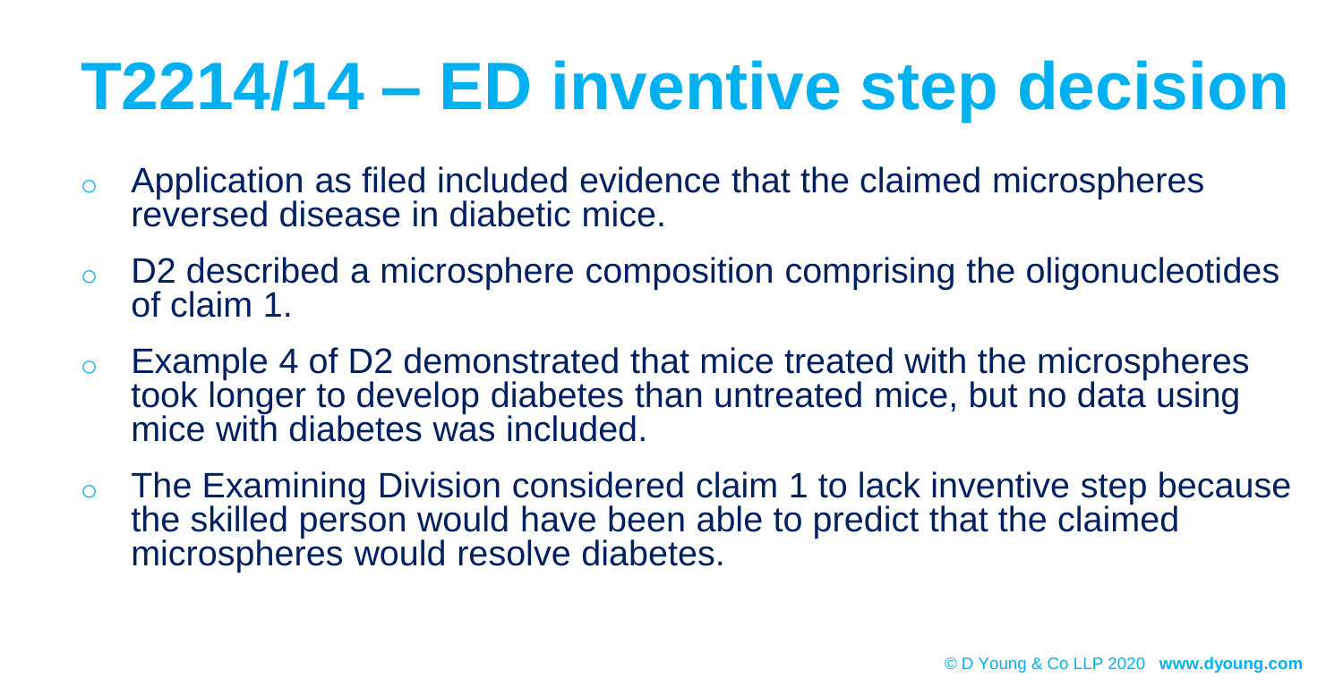# T2214/14 – ED inventive step decision

- Application as filed included evidence that the claimed microspheres reversed disease in diabetic mice.
- D2 described a microsphere composition comprising the oligonucleotides of claim 1.
- Example 4 of D2 demonstrated that mice treated with the microspheres took longer to develop diabetes than untreated mice, but no data using mice with diabetes was included.
- The Examining Division considered claim 1 to lack inventive step because the skilled person would have been able to predict that the claimed microspheres would resolve diabetes.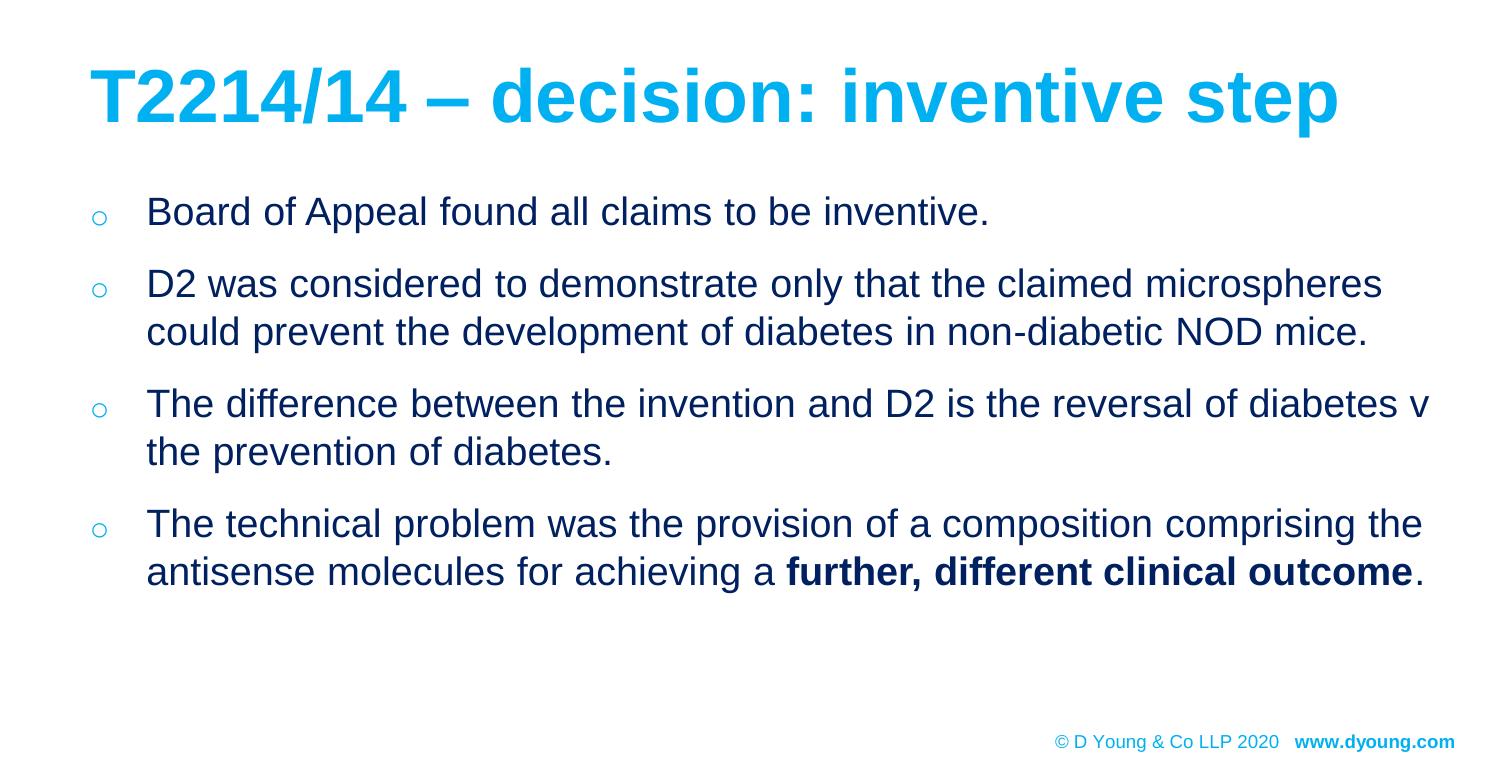# T2214/14 – decision: inventive step

- Board of Appeal found all claims to be inventive.
- D2 was considered to demonstrate only that the claimed microspheres could prevent the development of diabetes in non-diabetic NOD mice.
- The difference between the invention and D2 is the reversal of diabetes v the prevention of diabetes.
- The technical problem was the provision of a composition comprising the antisense molecules for achieving a **further, different clinical outcome**.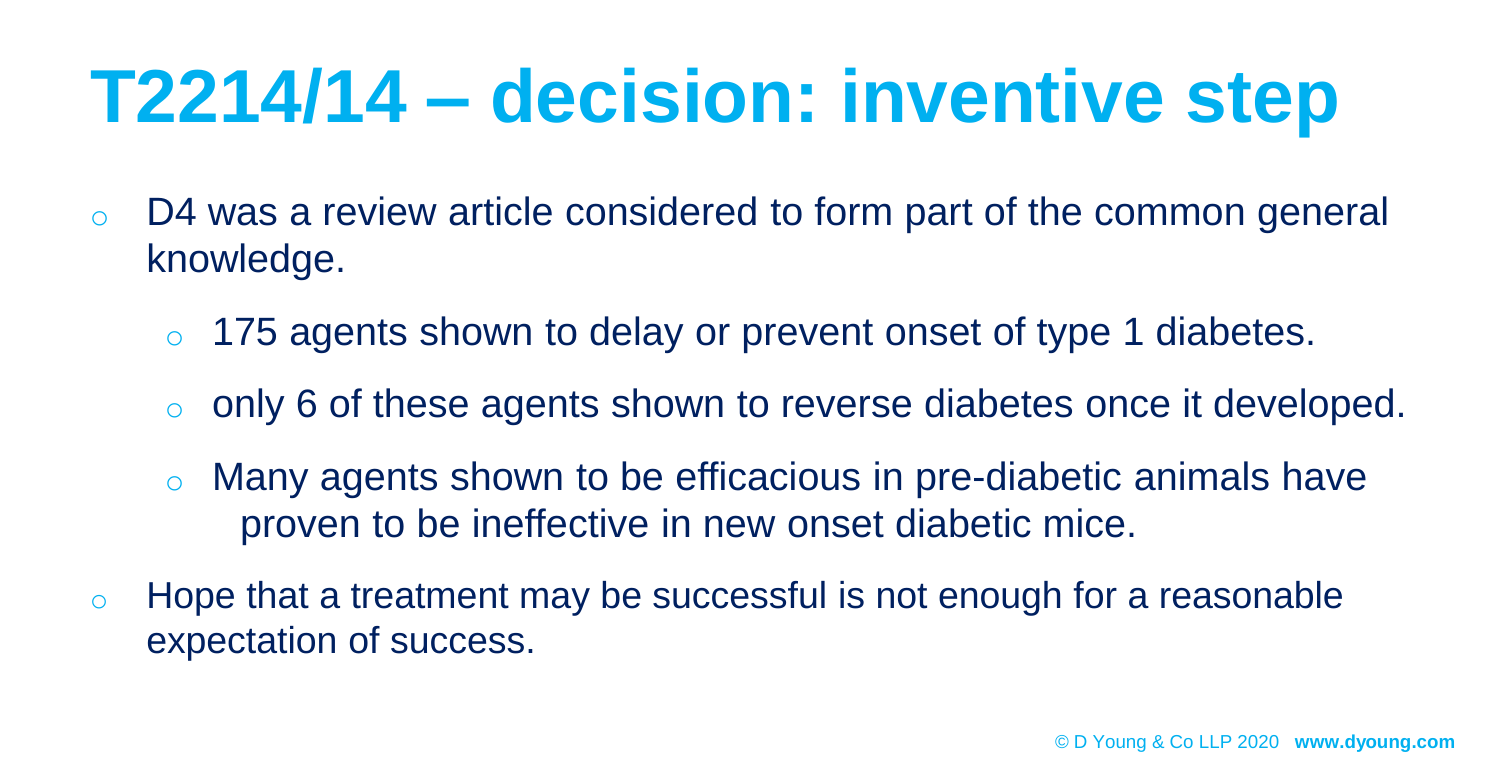# T2214/14 – decision: inventive step

- D4 was a review article considered to form part of the common general knowledge.
  - 175 agents shown to delay or prevent onset of type 1 diabetes.
  - only 6 of these agents shown to reverse diabetes once it developed.
  - Many agents shown to be efficacious in pre-diabetic animals have proven to be ineffective in new onset diabetic mice.
- Hope that a treatment may be successful is not enough for a reasonable expectation of success.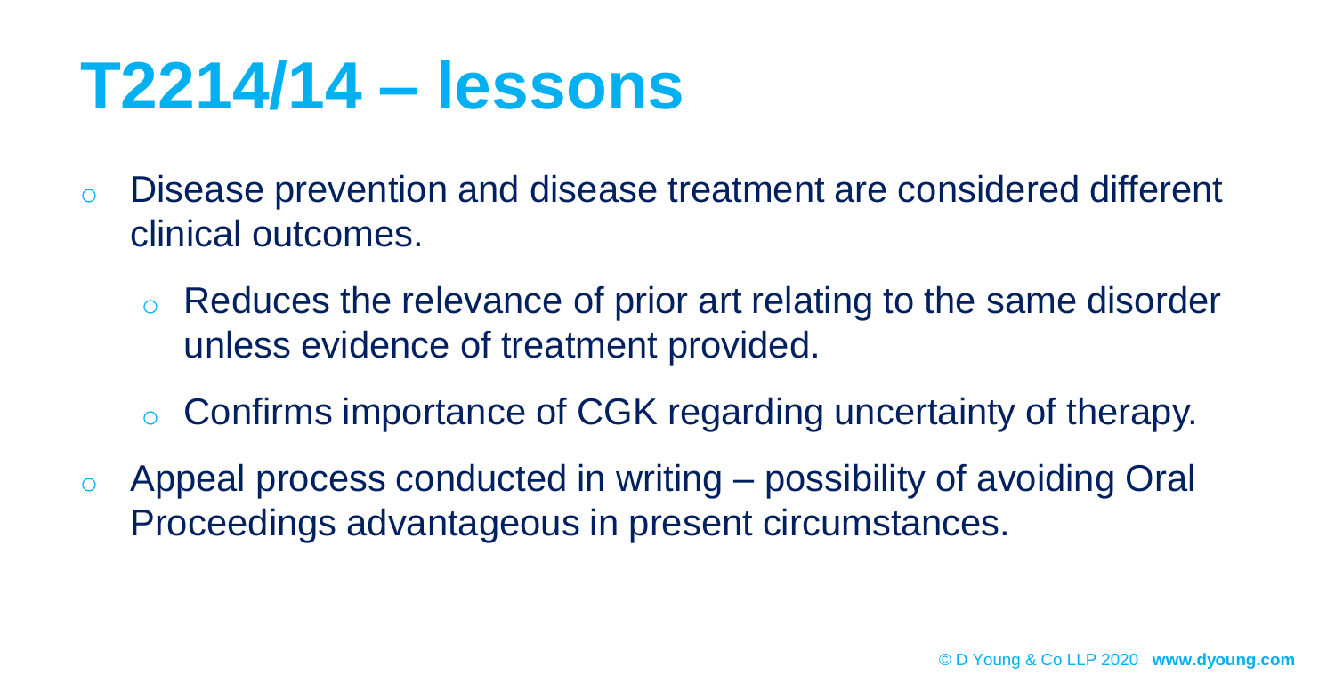# T2214/14 – lessons

- Disease prevention and disease treatment are considered different clinical outcomes.
  - Reduces the relevance of prior art relating to the same disorder unless evidence of treatment provided.
  - Confirms importance of CGK regarding uncertainty of therapy.
- Appeal process conducted in writing – possibility of avoiding Oral Proceedings advantageous in present circumstances.

© D Young & Co LLP 2020 **www.dyoung.com**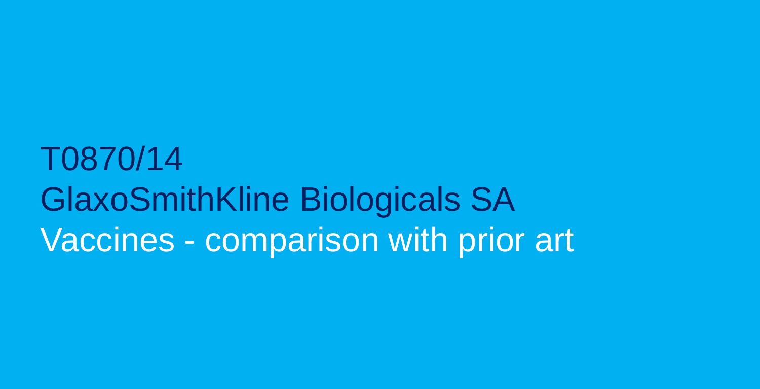# T0870/14
# GlaxoSmithKline Biologicals SA
# Vaccines - comparison with prior art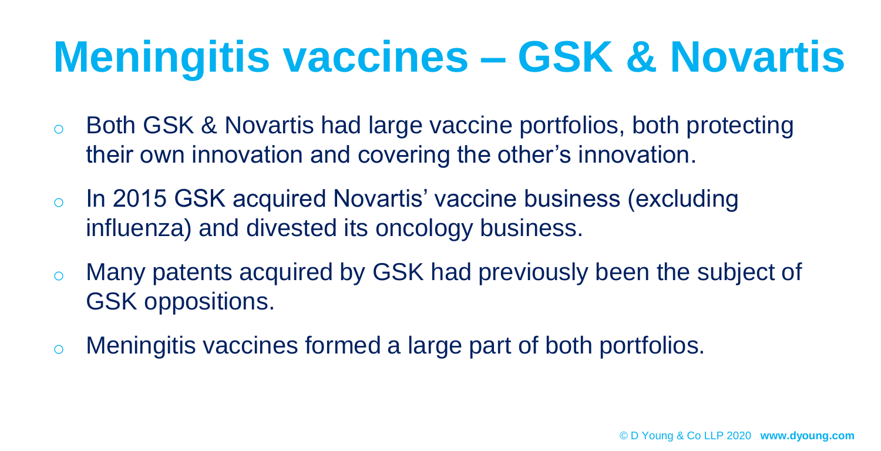# Meningitis vaccines – GSK & Novartis

- Both GSK & Novartis had large vaccine portfolios, both protecting their own innovation and covering the other's innovation.
- In 2015 GSK acquired Novartis' vaccine business (excluding influenza) and divested its oncology business.
- Many patents acquired by GSK had previously been the subject of GSK oppositions.
- Meningitis vaccines formed a large part of both portfolios.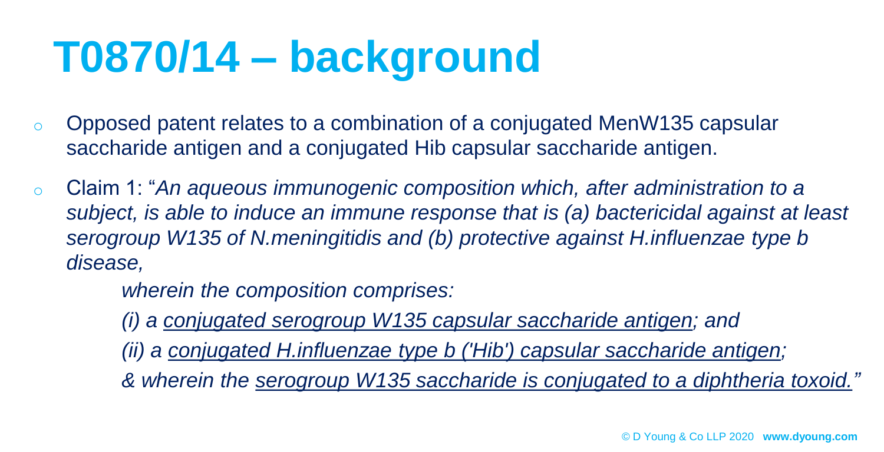# T0870/14 – background

- Opposed patent relates to a combination of a conjugated MenW135 capsular saccharide antigen and a conjugated Hib capsular saccharide antigen.
- Claim 1: "*An aqueous immunogenic composition which, after administration to a subject, is able to induce an immune response that is (a) bactericidal against at least serogroup W135 of N.meningitidis and (b) protective against H.influenzae type b disease,*

  *wherein the composition comprises:*

  *(i) a <u>conjugated serogroup W135 capsular saccharide antigen</u>; and*

  *(ii) a <u>conjugated H.influenzae type b ('Hib') capsular saccharide antigen</u>;*

  *& wherein the <u>serogroup W135 saccharide is conjugated to a diphtheria toxoid.</u>"*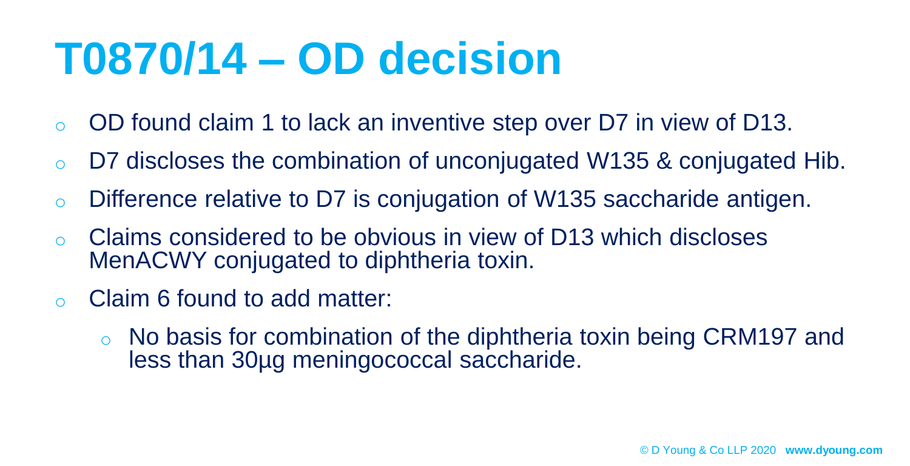# T0870/14 – OD decision

- OD found claim 1 to lack an inventive step over D7 in view of D13.
- D7 discloses the combination of unconjugated W135 & conjugated Hib.
- Difference relative to D7 is conjugation of W135 saccharide antigen.
- Claims considered to be obvious in view of D13 which discloses MenACWY conjugated to diphtheria toxin.
- Claim 6 found to add matter:
  - No basis for combination of the diphtheria toxin being CRM197 and less than 30µg meningococcal saccharide.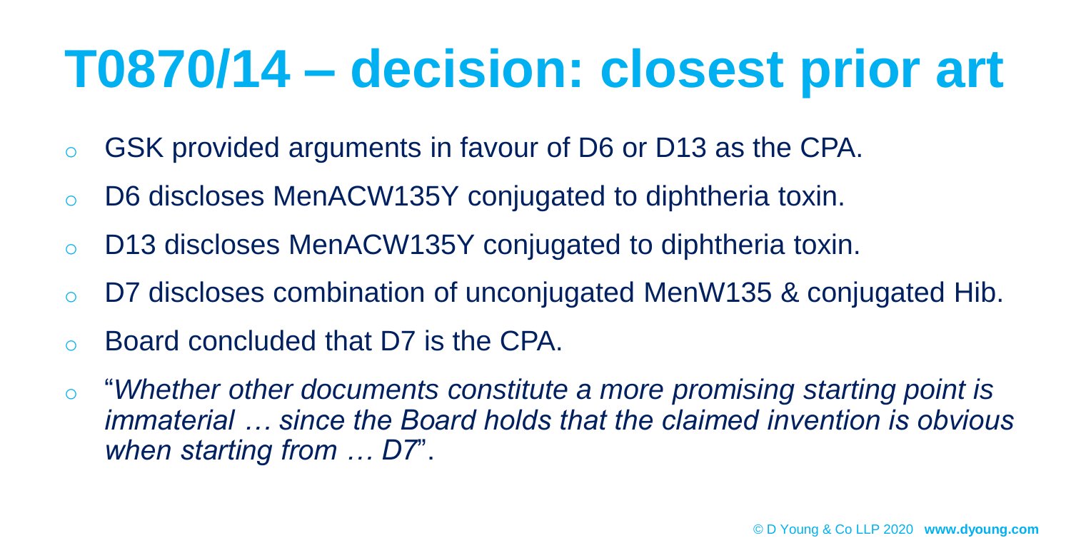# T0870/14 – decision: closest prior art

- GSK provided arguments in favour of D6 or D13 as the CPA.
- D6 discloses MenACW135Y conjugated to diphtheria toxin.
- D13 discloses MenACW135Y conjugated to diphtheria toxin.
- D7 discloses combination of unconjugated MenW135 & conjugated Hib.
- Board concluded that D7 is the CPA.
- "*Whether other documents constitute a more promising starting point is immaterial … since the Board holds that the claimed invention is obvious when starting from … D7*".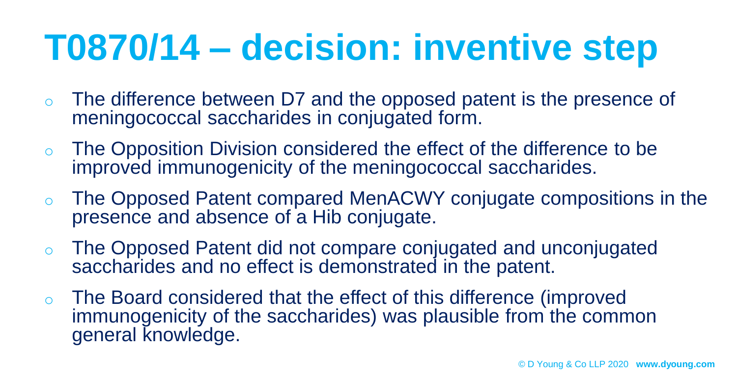# T0870/14 – decision: inventive step

- The difference between D7 and the opposed patent is the presence of meningococcal saccharides in conjugated form.
- The Opposition Division considered the effect of the difference to be improved immunogenicity of the meningococcal saccharides.
- The Opposed Patent compared MenACWY conjugate compositions in the presence and absence of a Hib conjugate.
- The Opposed Patent did not compare conjugated and unconjugated saccharides and no effect is demonstrated in the patent.
- The Board considered that the effect of this difference (improved immunogenicity of the saccharides) was plausible from the common general knowledge.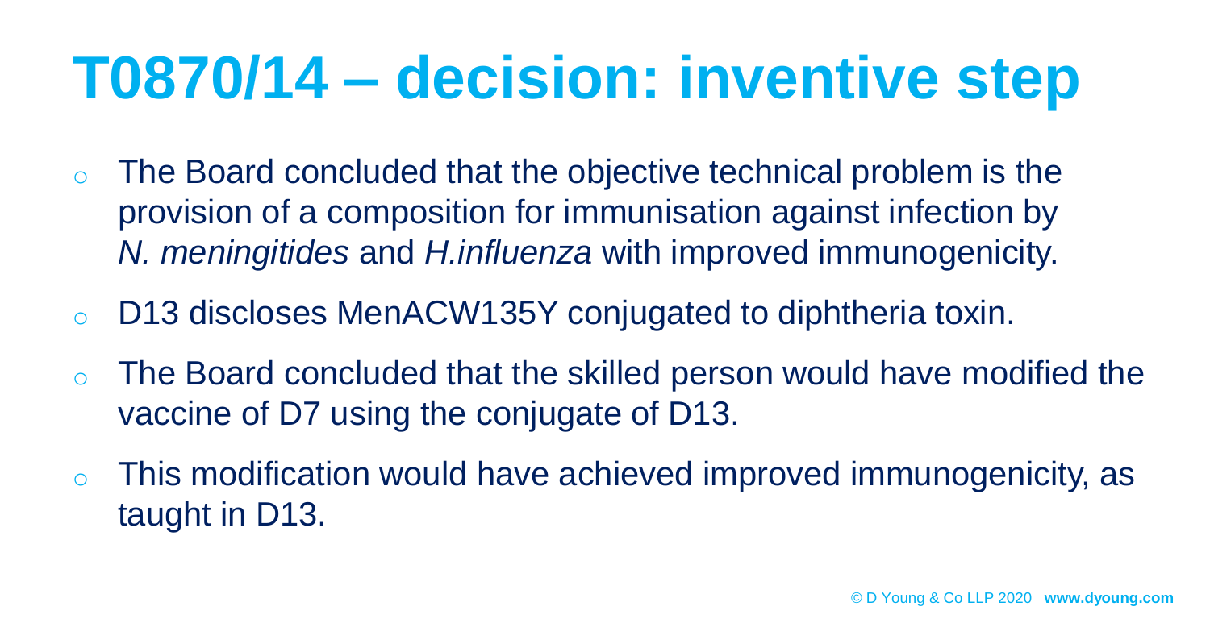# T0870/14 – decision: inventive step

- The Board concluded that the objective technical problem is the provision of a composition for immunisation against infection by *N. meningitides* and *H.influenza* with improved immunogenicity.
- D13 discloses MenACW135Y conjugated to diphtheria toxin.
- The Board concluded that the skilled person would have modified the vaccine of D7 using the conjugate of D13.
- This modification would have achieved improved immunogenicity, as taught in D13.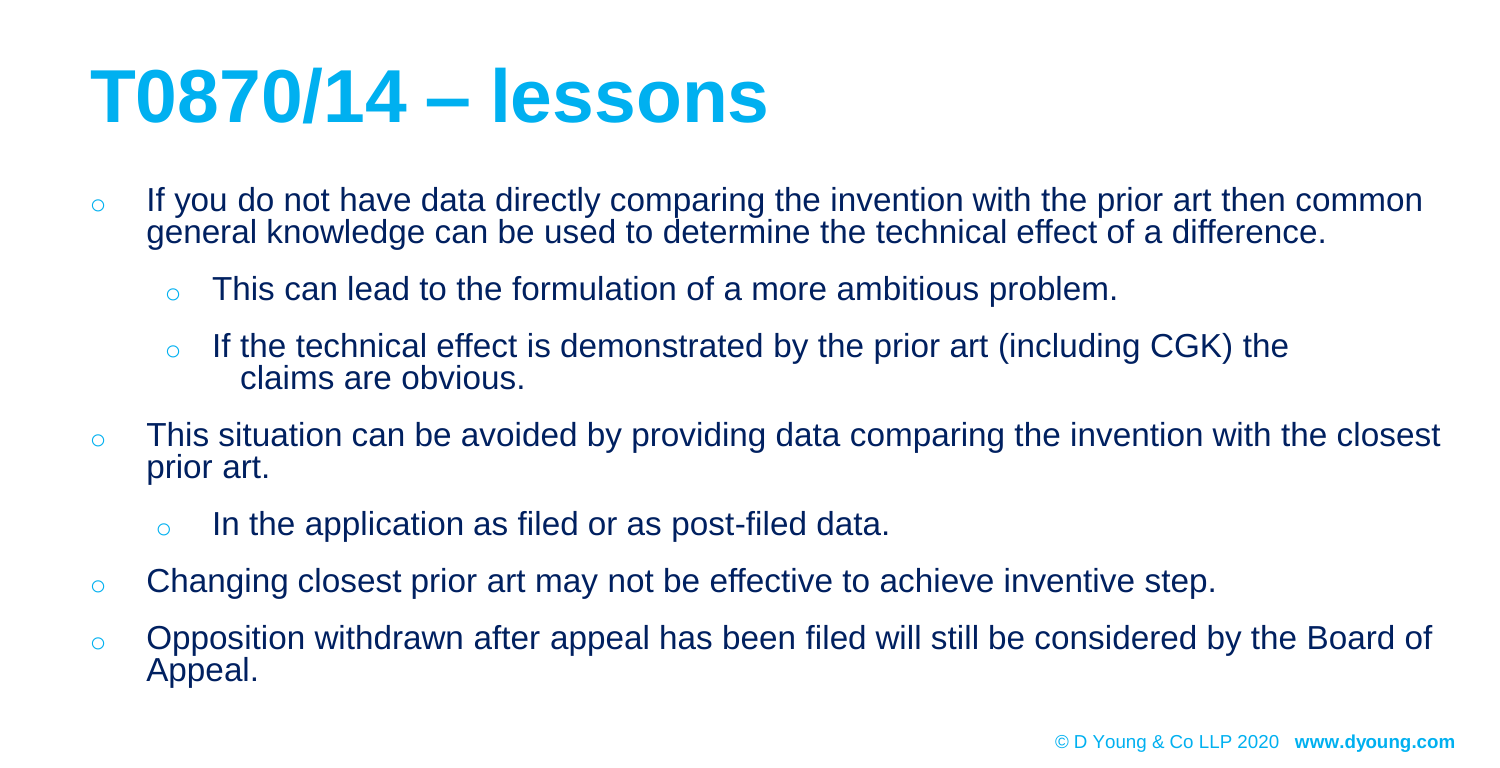# T0870/14 – lessons

- If you do not have data directly comparing the invention with the prior art then common general knowledge can be used to determine the technical effect of a difference.
  - This can lead to the formulation of a more ambitious problem.
  - If the technical effect is demonstrated by the prior art (including CGK) the claims are obvious.
- This situation can be avoided by providing data comparing the invention with the closest prior art.
  - In the application as filed or as post-filed data.
- Changing closest prior art may not be effective to achieve inventive step.
- Opposition withdrawn after appeal has been filed will still be considered by the Board of Appeal.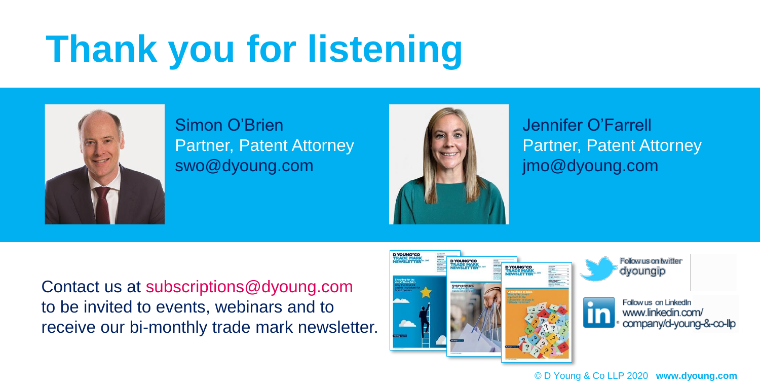# Thank you for listening

Simon O'Brien
Partner, Patent Attorney
swo@dyoung.com

Jennifer O'Farrell
Partner, Patent Attorney
jmo@dyoung.com

Contact us at subscriptions@dyoung.com to be invited to events, webinars and to receive our bi-monthly trade mark newsletter.

Follow us on twitter
dyoungip

Follow us on LinkedIn
www.linkedin.com/company/d-young-&-co-llp

© D Young & Co LLP 2020 **www.dyoung.com**